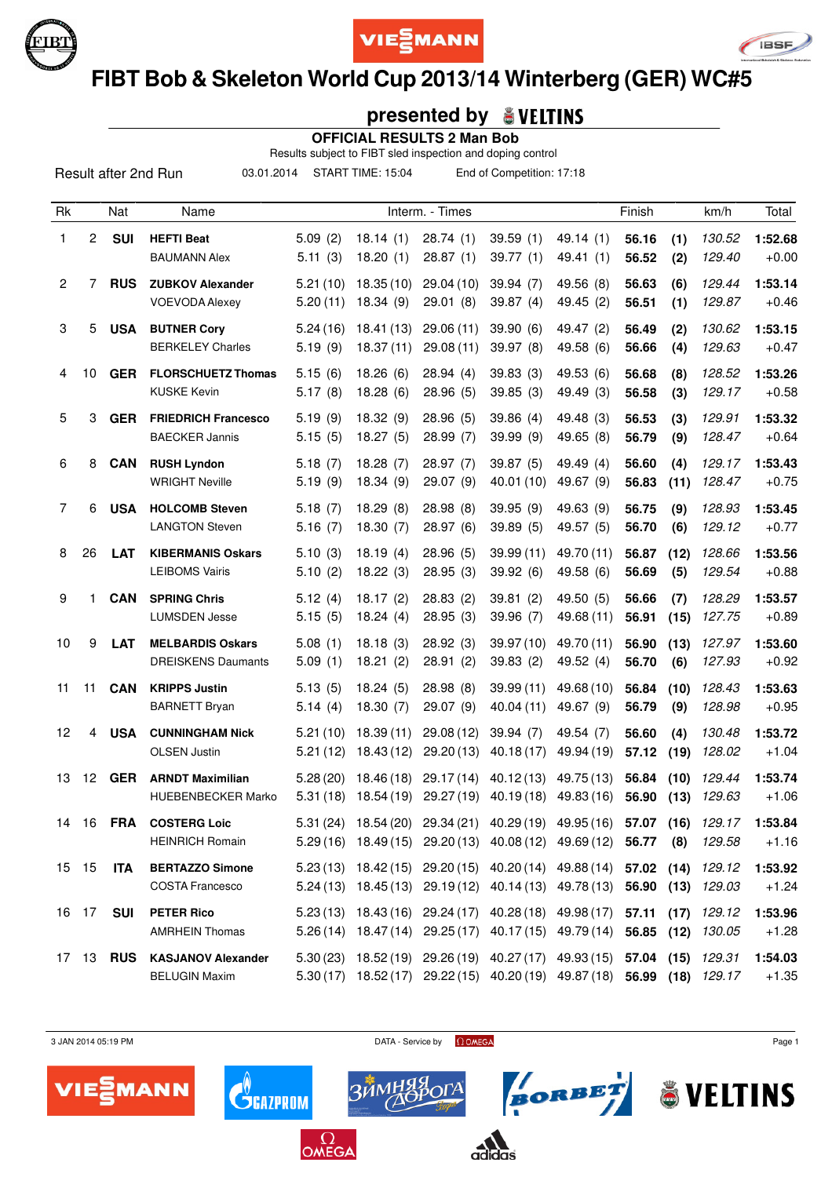# FIBT Bob & Skeleton World Cup 2013/14 Winterberg (GER) WC#5

## presented by VELTINS

### OFFICIAL RESULTS 2 Man Bob

Results subject to FIBT sled inspection and doping control

Result after 2nd Run | 03.01.2014 | START TIME: 15:04 | End of Competition: 17:18

| Rk | | Nat | Name | Interm. - Times | | | | | Finish | | km/h | Total |
|---|---|---|---|---|---|---|---|---|---|---|---|---|
| 1 | 2 | SUI | **HEFTI Beat** | 5.09 (2) | 18.14 (1) | 28.74 (1) | 39.59 (1) | 49.14 (1) | **56.16** | **(1)** | *130.52* | **1:52.68** |
| | | | BAUMANN Alex | 5.11 (3) | 18.20 (1) | 28.87 (1) | 39.77 (1) | 49.41 (1) | **56.52** | **(2)** | *129.40* | +0.00 |
| 2 | 7 | RUS | **ZUBKOV Alexander** | 5.21 (10) | 18.35 (10) | 29.04 (10) | 39.94 (7) | 49.56 (8) | **56.63** | **(6)** | *129.44* | **1:53.14** |
| | | | VOEVODA Alexey | 5.20 (11) | 18.34 (9) | 29.01 (8) | 39.87 (4) | 49.45 (2) | **56.51** | **(1)** | *129.87* | +0.46 |
| 3 | 5 | USA | **BUTNER Cory** | 5.24 (16) | 18.41 (13) | 29.06 (11) | 39.90 (6) | 49.47 (2) | **56.49** | **(2)** | *130.62* | **1:53.15** |
| | | | BERKELEY Charles | 5.19 (9) | 18.37 (11) | 29.08 (11) | 39.97 (8) | 49.58 (6) | **56.66** | **(4)** | *129.63* | +0.47 |
| 4 | 10 | GER | **FLORSCHUETZ Thomas** | 5.15 (6) | 18.26 (6) | 28.94 (4) | 39.83 (3) | 49.53 (6) | **56.68** | **(8)** | *128.52* | **1:53.26** |
| | | | KUSKE Kevin | 5.17 (8) | 18.28 (6) | 28.96 (5) | 39.85 (3) | 49.49 (3) | **56.58** | **(3)** | *129.17* | +0.58 |
| 5 | 3 | GER | **FRIEDRICH Francesco** | 5.19 (9) | 18.32 (9) | 28.96 (5) | 39.86 (4) | 49.48 (3) | **56.53** | **(3)** | *129.91* | **1:53.32** |
| | | | BAECKER Jannis | 5.15 (5) | 18.27 (5) | 28.99 (7) | 39.99 (9) | 49.65 (8) | **56.79** | **(9)** | *128.47* | +0.64 |
| 6 | 8 | CAN | **RUSH Lyndon** | 5.18 (7) | 18.28 (7) | 28.97 (7) | 39.87 (5) | 49.49 (4) | **56.60** | **(4)** | *129.17* | **1:53.43** |
| | | | WRIGHT Neville | 5.19 (9) | 18.34 (9) | 29.07 (9) | 40.01 (10) | 49.67 (9) | **56.83** | **(11)** | *128.47* | +0.75 |
| 7 | 6 | USA | **HOLCOMB Steven** | 5.18 (7) | 18.29 (8) | 28.98 (8) | 39.95 (9) | 49.63 (9) | **56.75** | **(9)** | *128.93* | **1:53.45** |
| | | | LANGTON Steven | 5.16 (7) | 18.30 (7) | 28.97 (6) | 39.89 (5) | 49.57 (5) | **56.70** | **(6)** | *129.12* | +0.77 |
| 8 | 26 | LAT | **KIBERMANIS Oskars** | 5.10 (3) | 18.19 (4) | 28.96 (5) | 39.99 (11) | 49.70 (11) | **56.87** | **(12)** | *128.66* | **1:53.56** |
| | | | LEIBOMS Vairis | 5.10 (2) | 18.22 (3) | 28.95 (3) | 39.92 (6) | 49.58 (6) | **56.69** | **(5)** | *129.54* | +0.88 |
| 9 | 1 | CAN | **SPRING Chris** | 5.12 (4) | 18.17 (2) | 28.83 (2) | 39.81 (2) | 49.50 (5) | **56.66** | **(7)** | *128.29* | **1:53.57** |
| | | | LUMSDEN Jesse | 5.15 (5) | 18.24 (4) | 28.95 (3) | 39.96 (7) | 49.68 (11) | **56.91** | **(15)** | *127.75* | +0.89 |
| 10 | 9 | LAT | **MELBARDIS Oskars** | 5.08 (1) | 18.18 (3) | 28.92 (3) | 39.97 (10) | 49.70 (11) | **56.90** | **(13)** | *127.97* | **1:53.60** |
| | | | DREISKENS Daumants | 5.09 (1) | 18.21 (2) | 28.91 (2) | 39.83 (2) | 49.52 (4) | **56.70** | **(6)** | *127.93* | +0.92 |
| 11 | 11 | CAN | **KRIPPS Justin** | 5.13 (5) | 18.24 (5) | 28.98 (8) | 39.99 (11) | 49.68 (10) | **56.84** | **(10)** | *128.43* | **1:53.63** |
| | | | BARNETT Bryan | 5.14 (4) | 18.30 (7) | 29.07 (9) | 40.04 (11) | 49.67 (9) | **56.79** | **(9)** | *128.98* | +0.95 |
| 12 | 4 | USA | **CUNNINGHAM Nick** | 5.21 (10) | 18.39 (11) | 29.08 (12) | 39.94 (7) | 49.54 (7) | **56.60** | **(4)** | *130.48* | **1:53.72** |
| | | | OLSEN Justin | 5.21 (12) | 18.43 (12) | 29.20 (13) | 40.18 (17) | 49.94 (19) | **57.12** | **(19)** | *128.02* | +1.04 |
| 13 | 12 | GER | **ARNDT Maximilian** | 5.28 (20) | 18.46 (18) | 29.17 (14) | 40.12 (13) | 49.75 (13) | **56.84** | **(10)** | *129.44* | **1:53.74** |
| | | | HUEBENBECKER Marko | 5.31 (18) | 18.54 (19) | 29.27 (19) | 40.19 (18) | 49.83 (16) | **56.90** | **(13)** | *129.63* | +1.06 |
| 14 | 16 | FRA | **COSTERG Loic** | 5.31 (24) | 18.54 (20) | 29.34 (21) | 40.29 (19) | 49.95 (16) | **57.07** | **(16)** | *129.17* | **1:53.84** |
| | | | HEINRICH Romain | 5.29 (16) | 18.49 (15) | 29.20 (13) | 40.08 (12) | 49.69 (12) | **56.77** | **(8)** | *129.58* | +1.16 |
| 15 | 15 | ITA | **BERTAZZO Simone** | 5.23 (13) | 18.42 (15) | 29.20 (15) | 40.20 (14) | 49.88 (14) | **57.02** | **(14)** | *129.12* | **1:53.92** |
| | | | COSTA Francesco | 5.24 (13) | 18.45 (13) | 29.19 (12) | 40.14 (13) | 49.78 (13) | **56.90** | **(13)** | *129.03* | +1.24 |
| 16 | 17 | SUI | **PETER Rico** | 5.23 (13) | 18.43 (16) | 29.24 (17) | 40.28 (18) | 49.98 (17) | **57.11** | **(17)** | *129.12* | **1:53.96** |
| | | | AMRHEIN Thomas | 5.26 (14) | 18.47 (14) | 29.25 (17) | 40.17 (15) | 49.79 (14) | **56.85** | **(12)** | *130.05* | +1.28 |
| 17 | 13 | RUS | **KASJANOV Alexander** | 5.30 (23) | 18.52 (19) | 29.26 (19) | 40.27 (17) | 49.93 (15) | **57.04** | **(15)** | *129.31* | **1:54.03** |
| | | | BELUGIN Maxim | 5.30 (17) | 18.52 (17) | 29.22 (15) | 40.20 (19) | 49.87 (18) | **56.99** | **(18)** | *129.17* | +1.35 |

3 JAN 2014 05:19 PM

DATA - Service by OMEGA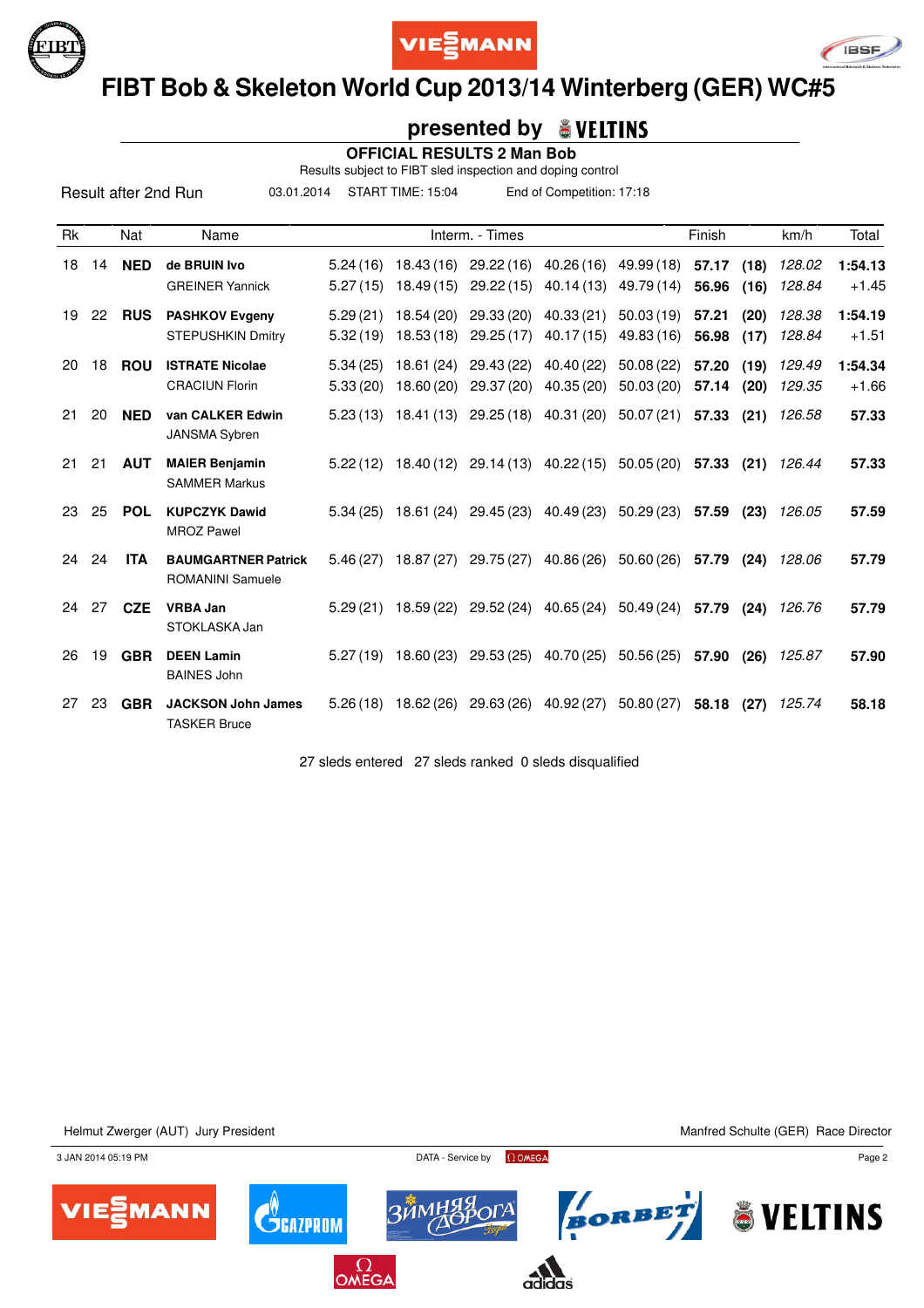# FIBT Bob & Skeleton World Cup 2013/14 Winterberg (GER) WC#5

## presented by VELTINS

### OFFICIAL RESULTS 2 Man Bob

Results subject to FIBT sled inspection and doping control

Result after 2nd Run    03.01.2014    START TIME: 15:04    End of Competition: 17:18

| Rk | | Nat | Name | Interm. - Times | | | | | Finish | | km/h | Total |
|---|---|---|---|---|---|---|---|---|---|---|---|---|
| 18 | 14 | **NED** | **de BRUIN Ivo** | 5.24 (16) | 18.43 (16) | 29.22 (16) | 40.26 (16) | 49.99 (18) | **57.17** | **(18)** | *128.02* | **1:54.13** |
| | | | GREINER Yannick | 5.27 (15) | 18.49 (15) | 29.22 (15) | 40.14 (13) | 49.79 (14) | **56.96** | **(16)** | *128.84* | +1.45 |
| 19 | 22 | **RUS** | **PASHKOV Evgeny** | 5.29 (21) | 18.54 (20) | 29.33 (20) | 40.33 (21) | 50.03 (19) | **57.21** | **(20)** | *128.38* | **1:54.19** |
| | | | STEPUSHKIN Dmitry | 5.32 (19) | 18.53 (18) | 29.25 (17) | 40.17 (15) | 49.83 (16) | **56.98** | **(17)** | *128.84* | +1.51 |
| 20 | 18 | **ROU** | **ISTRATE Nicolae** | 5.34 (25) | 18.61 (24) | 29.43 (22) | 40.40 (22) | 50.08 (22) | **57.20** | **(19)** | *129.49* | **1:54.34** |
| | | | CRACIUN Florin | 5.33 (20) | 18.60 (20) | 29.37 (20) | 40.35 (20) | 50.03 (20) | **57.14** | **(20)** | *129.35* | +1.66 |
| 21 | 20 | **NED** | **van CALKER Edwin** | 5.23 (13) | 18.41 (13) | 29.25 (18) | 40.31 (20) | 50.07 (21) | **57.33** | **(21)** | *126.58* | **57.33** |
| | | | JANSMA Sybren | | | | | | | | | |
| 21 | 21 | **AUT** | **MAIER Benjamin** | 5.22 (12) | 18.40 (12) | 29.14 (13) | 40.22 (15) | 50.05 (20) | **57.33** | **(21)** | *126.44* | **57.33** |
| | | | SAMMER Markus | | | | | | | | | |
| 23 | 25 | **POL** | **KUPCZYK Dawid** | 5.34 (25) | 18.61 (24) | 29.45 (23) | 40.49 (23) | 50.29 (23) | **57.59** | **(23)** | *126.05* | **57.59** |
| | | | MROZ Pawel | | | | | | | | | |
| 24 | 24 | **ITA** | **BAUMGARTNER Patrick** | 5.46 (27) | 18.87 (27) | 29.75 (27) | 40.86 (26) | 50.60 (26) | **57.79** | **(24)** | *128.06* | **57.79** |
| | | | ROMANINI Samuele | | | | | | | | | |
| 24 | 27 | **CZE** | **VRBA Jan** | 5.29 (21) | 18.59 (22) | 29.52 (24) | 40.65 (24) | 50.49 (24) | **57.79** | **(24)** | *126.76* | **57.79** |
| | | | STOKLASKA Jan | | | | | | | | | |
| 26 | 19 | **GBR** | **DEEN Lamin** | 5.27 (19) | 18.60 (23) | 29.53 (25) | 40.70 (25) | 50.56 (25) | **57.90** | **(26)** | *125.87* | **57.90** |
| | | | BAINES John | | | | | | | | | |
| 27 | 23 | **GBR** | **JACKSON John James** | 5.26 (18) | 18.62 (26) | 29.63 (26) | 40.92 (27) | 50.80 (27) | **58.18** | **(27)** | *125.74* | **58.18** |
| | | | TASKER Bruce | | | | | | | | | |

27 sleds entered   27 sleds ranked   0 sleds disqualified

Helmut Zwerger (AUT) Jury President    Manfred Schulte (GER) Race Director

3 JAN 2014 05:19 PM    DATA - Service by OMEGA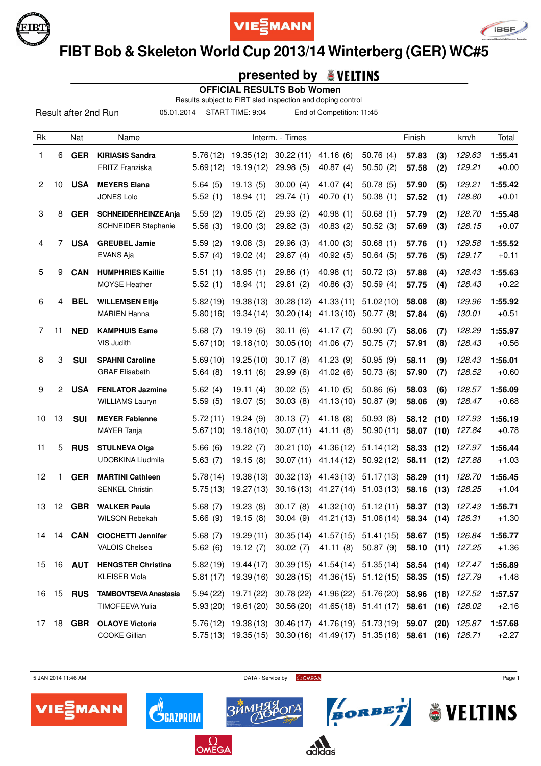# FIBT Bob & Skeleton World Cup 2013/14 Winterberg (GER) WC#5

## presented by VELTINS

### OFFICIAL RESULTS Bob Women

Results subject to FIBT sled inspection and doping control

Result after 2nd Run — 05.01.2014 — START TIME: 9:04 — End of Competition: 11:45

| Rk | | Nat | Name | Interm. - Times | | | | | Finish | | km/h | Total |
|---|---|---|---|---|---|---|---|---|---|---|---|---|
| 1 | 6 | **GER** | **KIRIASIS Sandra** | 5.76 (12) | 19.35 (12) | 30.22 (11) | 41.16 (6) | 50.76 (4) | **57.83** | **(3)** | *129.63* | **1:55.41** |
| | | | FRITZ Franziska | 5.69 (12) | 19.19 (12) | 29.98 (5) | 40.87 (4) | 50.50 (2) | **57.58** | **(2)** | *129.21* | +0.00 |
| 2 | 10 | **USA** | **MEYERS Elana** | 5.64 (5) | 19.13 (5) | 30.00 (4) | 41.07 (4) | 50.78 (5) | **57.90** | **(5)** | *129.21* | **1:55.42** |
| | | | JONES Lolo | 5.52 (1) | 18.94 (1) | 29.74 (1) | 40.70 (1) | 50.38 (1) | **57.52** | **(1)** | *128.80* | +0.01 |
| 3 | 8 | **GER** | **SCHNEIDERHEINZE Anja** | 5.59 (2) | 19.05 (2) | 29.93 (2) | 40.98 (1) | 50.68 (1) | **57.79** | **(2)** | *128.70* | **1:55.48** |
| | | | SCHNEIDER Stephanie | 5.56 (3) | 19.00 (3) | 29.82 (3) | 40.83 (2) | 50.52 (3) | **57.69** | **(3)** | *128.15* | +0.07 |
| 4 | 7 | **USA** | **GREUBEL Jamie** | 5.59 (2) | 19.08 (3) | 29.96 (3) | 41.00 (3) | 50.68 (1) | **57.76** | **(1)** | *129.58* | **1:55.52** |
| | | | EVANS Aja | 5.57 (4) | 19.02 (4) | 29.87 (4) | 40.92 (5) | 50.64 (5) | **57.76** | **(5)** | *129.17* | +0.11 |
| 5 | 9 | **CAN** | **HUMPHRIES Kaillie** | 5.51 (1) | 18.95 (1) | 29.86 (1) | 40.98 (1) | 50.72 (3) | **57.88** | **(4)** | *128.43* | **1:55.63** |
| | | | MOYSE Heather | 5.52 (1) | 18.94 (1) | 29.81 (2) | 40.86 (3) | 50.59 (4) | **57.75** | **(4)** | *128.43* | +0.22 |
| 6 | 4 | **BEL** | **WILLEMSEN Elfje** | 5.82 (19) | 19.38 (13) | 30.28 (12) | 41.33 (11) | 51.02 (10) | **58.08** | **(8)** | *129.96* | **1:55.92** |
| | | | MARIEN Hanna | 5.80 (16) | 19.34 (14) | 30.20 (14) | 41.13 (10) | 50.77 (8) | **57.84** | **(6)** | *130.01* | +0.51 |
| 7 | 11 | **NED** | **KAMPHUIS Esme** | 5.68 (7) | 19.19 (6) | 30.11 (6) | 41.17 (7) | 50.90 (7) | **58.06** | **(7)** | *128.29* | **1:55.97** |
| | | | VIS Judith | 5.67 (10) | 19.18 (10) | 30.05 (10) | 41.06 (7) | 50.75 (7) | **57.91** | **(8)** | *128.43* | +0.56 |
| 8 | 3 | **SUI** | **SPAHNI Caroline** | 5.69 (10) | 19.25 (10) | 30.17 (8) | 41.23 (9) | 50.95 (9) | **58.11** | **(9)** | *128.43* | **1:56.01** |
| | | | GRAF Elisabeth | 5.64 (8) | 19.11 (6) | 29.99 (6) | 41.02 (6) | 50.73 (6) | **57.90** | **(7)** | *128.52* | +0.60 |
| 9 | 2 | **USA** | **FENLATOR Jazmine** | 5.62 (4) | 19.11 (4) | 30.02 (5) | 41.10 (5) | 50.86 (6) | **58.03** | **(6)** | *128.57* | **1:56.09** |
| | | | WILLIAMS Lauryn | 5.59 (5) | 19.07 (5) | 30.03 (8) | 41.13 (10) | 50.87 (9) | **58.06** | **(9)** | *128.47* | +0.68 |
| 10 | 13 | **SUI** | **MEYER Fabienne** | 5.72 (11) | 19.24 (9) | 30.13 (7) | 41.18 (8) | 50.93 (8) | **58.12** | **(10)** | *127.93* | **1:56.19** |
| | | | MAYER Tanja | 5.67 (10) | 19.18 (10) | 30.07 (11) | 41.11 (8) | 50.90 (11) | **58.07** | **(10)** | *127.84* | +0.78 |
| 11 | 5 | **RUS** | **STULNEVA Olga** | 5.66 (6) | 19.22 (7) | 30.21 (10) | 41.36 (12) | 51.14 (12) | **58.33** | **(12)** | *127.97* | **1:56.44** |
| | | | UDOBKINA Liudmila | 5.63 (7) | 19.15 (8) | 30.07 (11) | 41.14 (12) | 50.92 (12) | **58.11** | **(12)** | *127.88* | +1.03 |
| 12 | 1 | **GER** | **MARTINI Cathleen** | 5.78 (14) | 19.38 (13) | 30.32 (13) | 41.43 (13) | 51.17 (13) | **58.29** | **(11)** | *128.70* | **1:56.45** |
| | | | SENKEL Christin | 5.75 (13) | 19.27 (13) | 30.16 (13) | 41.27 (14) | 51.03 (13) | **58.16** | **(13)** | *128.25* | +1.04 |
| 13 | 12 | **GBR** | **WALKER Paula** | 5.68 (7) | 19.23 (8) | 30.17 (8) | 41.32 (10) | 51.12 (11) | **58.37** | **(13)** | *127.43* | **1:56.71** |
| | | | WILSON Rebekah | 5.66 (9) | 19.15 (8) | 30.04 (9) | 41.21 (13) | 51.06 (14) | **58.34** | **(14)** | *126.31* | +1.30 |
| 14 | 14 | **CAN** | **CIOCHETTI Jennifer** | 5.68 (7) | 19.29 (11) | 30.35 (14) | 41.57 (15) | 51.41 (15) | **58.67** | **(15)** | *126.84* | **1:56.77** |
| | | | VALOIS Chelsea | 5.62 (6) | 19.12 (7) | 30.02 (7) | 41.11 (8) | 50.87 (9) | **58.10** | **(11)** | *127.25* | +1.36 |
| 15 | 16 | **AUT** | **HENGSTER Christina** | 5.82 (19) | 19.44 (17) | 30.39 (15) | 41.54 (14) | 51.35 (14) | **58.54** | **(14)** | *127.47* | **1:56.89** |
| | | | KLEISER Viola | 5.81 (17) | 19.39 (16) | 30.28 (15) | 41.36 (15) | 51.12 (15) | **58.35** | **(15)** | *127.79* | +1.48 |
| 16 | 15 | **RUS** | **TAMBOVTSEVA Anastasia** | 5.94 (22) | 19.71 (22) | 30.78 (22) | 41.96 (22) | 51.76 (20) | **58.96** | **(18)** | *127.52* | **1:57.57** |
| | | | TIMOFEEVA Yulia | 5.93 (20) | 19.61 (20) | 30.56 (20) | 41.65 (18) | 51.41 (17) | **58.61** | **(16)** | *128.02* | +2.16 |
| 17 | 18 | **GBR** | **OLAOYE Victoria** | 5.76 (12) | 19.38 (13) | 30.46 (17) | 41.76 (19) | 51.73 (19) | **59.07** | **(20)** | *125.87* | **1:57.68** |
| | | | COOKE Gillian | 5.75 (13) | 19.35 (15) | 30.30 (16) | 41.49 (17) | 51.35 (16) | **58.61** | **(16)** | *126.71* | +2.27 |

5 JAN 2014 11:46 AM — DATA - Service by OMEGA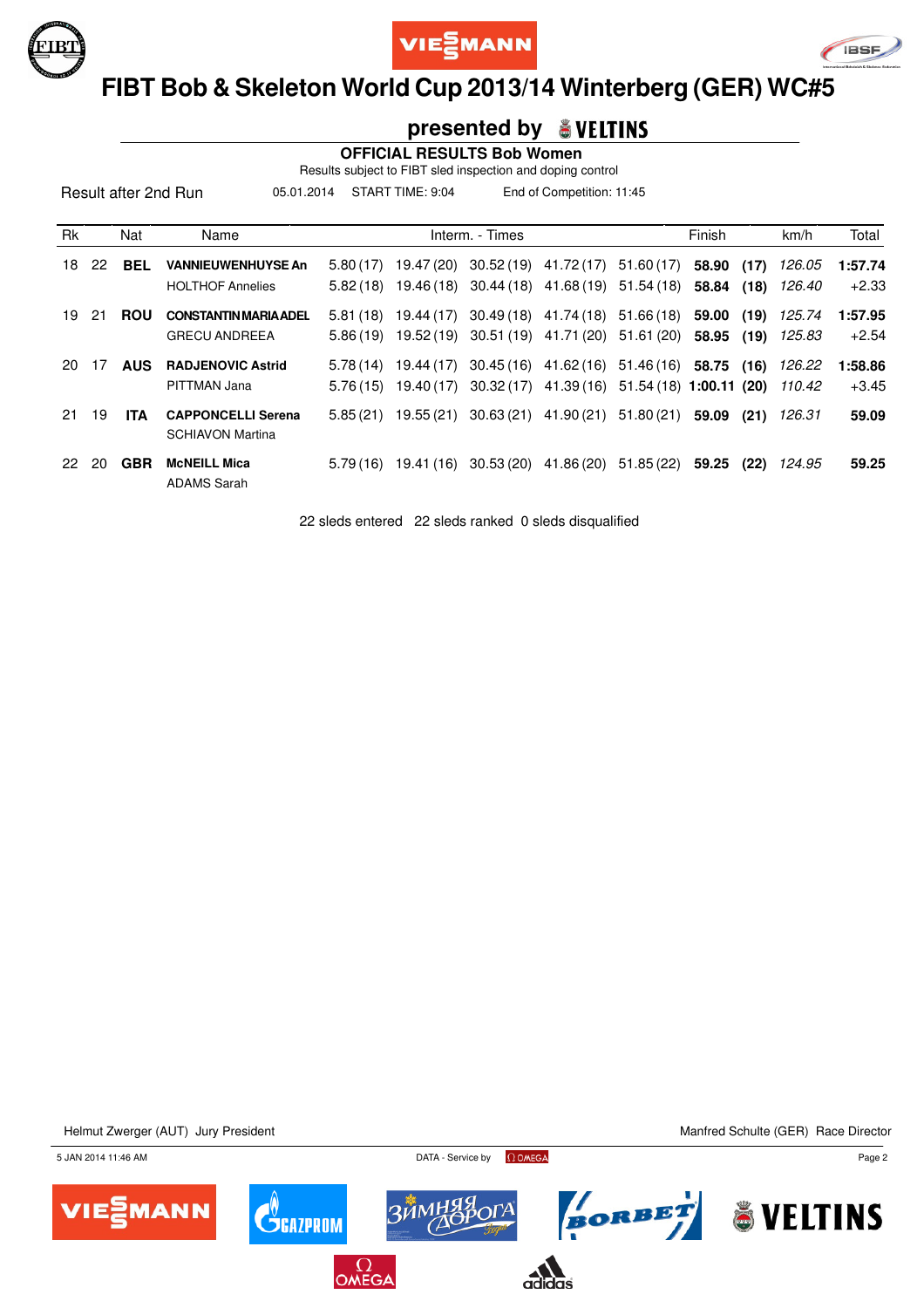# FIBT Bob & Skeleton World Cup 2013/14 Winterberg (GER) WC#5

## presented by VELTINS

### OFFICIAL RESULTS Bob Women

Results subject to FIBT sled inspection and doping control

Result after 2nd Run | 05.01.2014 | START TIME: 9:04 | End of Competition: 11:45

| Rk | | Nat | Name | Interm. - Times | | | | | Finish | | km/h | Total |
|---|---|---|---|---|---|---|---|---|---|---|---|---|
| 18 | 22 | **BEL** | **VANNIEUWENHUYSE An** | 5.80 (17) | 19.47 (20) | 30.52 (19) | 41.72 (17) | 51.60 (17) | **58.90** | **(17)** | *126.05* | **1:57.74** |
| | | | HOLTHOF Annelies | 5.82 (18) | 19.46 (18) | 30.44 (18) | 41.68 (19) | 51.54 (18) | **58.84** | **(18)** | *126.40* | +2.33 |
| 19 | 21 | **ROU** | **CONSTANTIN MARIA ADEL** | 5.81 (18) | 19.44 (17) | 30.49 (18) | 41.74 (18) | 51.66 (18) | **59.00** | **(19)** | *125.74* | **1:57.95** |
| | | | GRECU ANDREEA | 5.86 (19) | 19.52 (19) | 30.51 (19) | 41.71 (20) | 51.61 (20) | **58.95** | **(19)** | *125.83* | +2.54 |
| 20 | 17 | **AUS** | **RADJENOVIC Astrid** | 5.78 (14) | 19.44 (17) | 30.45 (16) | 41.62 (16) | 51.46 (16) | **58.75** | **(16)** | *126.22* | **1:58.86** |
| | | | PITTMAN Jana | 5.76 (15) | 19.40 (17) | 30.32 (17) | 41.39 (16) | 51.54 (18) | **1:00.11** | **(20)** | *110.42* | +3.45 |
| 21 | 19 | **ITA** | **CAPPONCELLI Serena** | 5.85 (21) | 19.55 (21) | 30.63 (21) | 41.90 (21) | 51.80 (21) | **59.09** | **(21)** | *126.31* | **59.09** |
| | | | SCHIAVON Martina | | | | | | | | | |
| 22 | 20 | **GBR** | **McNEILL Mica** | 5.79 (16) | 19.41 (16) | 30.53 (20) | 41.86 (20) | 51.85 (22) | **59.25** | **(22)** | *124.95* | **59.25** |
| | | | ADAMS Sarah | | | | | | | | | |

22 sleds entered 22 sleds ranked 0 sleds disqualified

Helmut Zwerger (AUT) Jury President

Manfred Schulte (GER) Race Director

5 JAN 2014 11:46 AM

DATA - Service by OMEGA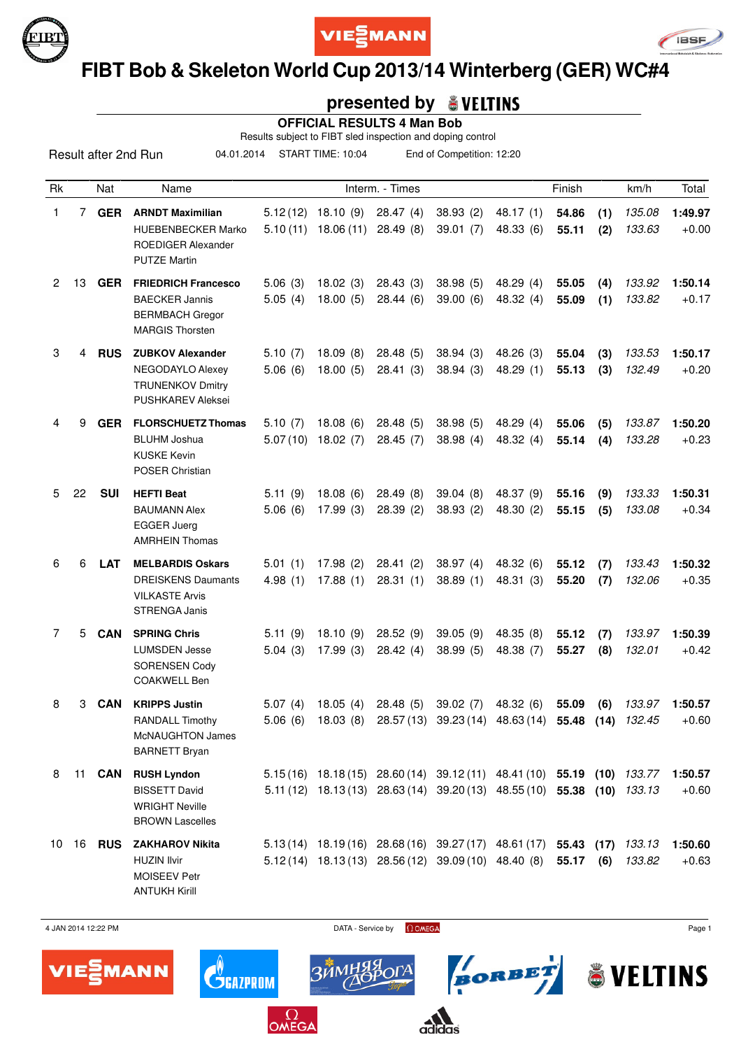# FIBT Bob & Skeleton World Cup 2013/14 Winterberg (GER) WC#4

## presented by VELTINS

### OFFICIAL RESULTS 4 Man Bob

Results subject to FIBT sled inspection and doping control

Result after 2nd Run 04.01.2014 START TIME: 10:04 End of Competition: 12:20

| Rk | | Nat | Name | Interm. - Times | | | | | Finish | | km/h | Total |
|---|---|---|---|---|---|---|---|---|---|---|---|---|
| 1 | 7 | **GER** | **ARNDT Maximilian** | 5.12 (12) | 18.10 (9) | 28.47 (4) | 38.93 (2) | 48.17 (1) | **54.86** | **(1)** | *135.08* | **1:49.97** |
| | | | HUEBENBECKER Marko | 5.10 (11) | 18.06 (11) | 28.49 (8) | 39.01 (7) | 48.33 (6) | **55.11** | **(2)** | *133.63* | +0.00 |
| | | | ROEDIGER Alexander | | | | | | | | | |
| | | | PUTZE Martin | | | | | | | | | |
| 2 | 13 | **GER** | **FRIEDRICH Francesco** | 5.06 (3) | 18.02 (3) | 28.43 (3) | 38.98 (5) | 48.29 (4) | **55.05** | **(4)** | *133.92* | **1:50.14** |
| | | | BAECKER Jannis | 5.05 (4) | 18.00 (5) | 28.44 (6) | 39.00 (6) | 48.32 (4) | **55.09** | **(1)** | *133.82* | +0.17 |
| | | | BERMBACH Gregor | | | | | | | | | |
| | | | MARGIS Thorsten | | | | | | | | | |
| 3 | 4 | **RUS** | **ZUBKOV Alexander** | 5.10 (7) | 18.09 (8) | 28.48 (5) | 38.94 (3) | 48.26 (3) | **55.04** | **(3)** | *133.53* | **1:50.17** |
| | | | NEGODAYLO Alexey | 5.06 (6) | 18.00 (5) | 28.41 (3) | 38.94 (3) | 48.29 (1) | **55.13** | **(3)** | *132.49* | +0.20 |
| | | | TRUNENKOV Dmitry | | | | | | | | | |
| | | | PUSHKAREV Aleksei | | | | | | | | | |
| 4 | 9 | **GER** | **FLORSCHUETZ Thomas** | 5.10 (7) | 18.08 (6) | 28.48 (5) | 38.98 (5) | 48.29 (4) | **55.06** | **(5)** | *133.87* | **1:50.20** |
| | | | BLUHM Joshua | 5.07 (10) | 18.02 (7) | 28.45 (7) | 38.98 (4) | 48.32 (4) | **55.14** | **(4)** | *133.28* | +0.23 |
| | | | KUSKE Kevin | | | | | | | | | |
| | | | POSER Christian | | | | | | | | | |
| 5 | 22 | **SUI** | **HEFTI Beat** | 5.11 (9) | 18.08 (6) | 28.49 (8) | 39.04 (8) | 48.37 (9) | **55.16** | **(9)** | *133.33* | **1:50.31** |
| | | | BAUMANN Alex | 5.06 (6) | 17.99 (3) | 28.39 (2) | 38.93 (2) | 48.30 (2) | **55.15** | **(5)** | *133.08* | +0.34 |
| | | | EGGER Juerg | | | | | | | | | |
| | | | AMRHEIN Thomas | | | | | | | | | |
| 6 | 6 | **LAT** | **MELBARDIS Oskars** | 5.01 (1) | 17.98 (2) | 28.41 (2) | 38.97 (4) | 48.32 (6) | **55.12** | **(7)** | *133.43* | **1:50.32** |
| | | | DREISKENS Daumants | 4.98 (1) | 17.88 (1) | 28.31 (1) | 38.89 (1) | 48.31 (3) | **55.20** | **(7)** | *132.06* | +0.35 |
| | | | VILKASTE Arvis | | | | | | | | | |
| | | | STRENGA Janis | | | | | | | | | |
| 7 | 5 | **CAN** | **SPRING Chris** | 5.11 (9) | 18.10 (9) | 28.52 (9) | 39.05 (9) | 48.35 (8) | **55.12** | **(7)** | *133.97* | **1:50.39** |
| | | | LUMSDEN Jesse | 5.04 (3) | 17.99 (3) | 28.42 (4) | 38.99 (5) | 48.38 (7) | **55.27** | **(8)** | *132.01* | +0.42 |
| | | | SORENSEN Cody | | | | | | | | | |
| | | | COAKWELL Ben | | | | | | | | | |
| 8 | 3 | **CAN** | **KRIPPS Justin** | 5.07 (4) | 18.05 (4) | 28.48 (5) | 39.02 (7) | 48.32 (6) | **55.09** | **(6)** | *133.97* | **1:50.57** |
| | | | RANDALL Timothy | 5.06 (6) | 18.03 (8) | 28.57 (13) | 39.23 (14) | 48.63 (14) | **55.48** | **(14)** | *132.45* | +0.60 |
| | | | McNAUGHTON James | | | | | | | | | |
| | | | BARNETT Bryan | | | | | | | | | |
| 8 | 11 | **CAN** | **RUSH Lyndon** | 5.15 (16) | 18.18 (15) | 28.60 (14) | 39.12 (11) | 48.41 (10) | **55.19** | **(10)** | *133.77* | **1:50.57** |
| | | | BISSETT David | 5.11 (12) | 18.13 (13) | 28.63 (14) | 39.20 (13) | 48.55 (10) | **55.38** | **(10)** | *133.13* | +0.60 |
| | | | WRIGHT Neville | | | | | | | | | |
| | | | BROWN Lascelles | | | | | | | | | |
| 10 | 16 | **RUS** | **ZAKHAROV Nikita** | 5.13 (14) | 18.19 (16) | 28.68 (16) | 39.27 (17) | 48.61 (17) | **55.43** | **(17)** | *133.13* | **1:50.60** |
| | | | HUZIN Ilvir | 5.12 (14) | 18.13 (13) | 28.56 (12) | 39.09 (10) | 48.40 (8) | **55.17** | **(6)** | *133.82* | +0.63 |
| | | | MOISEEV Petr | | | | | | | | | |
| | | | ANTUKH Kirill | | | | | | | | | |

4 JAN 2014 12:22 PM DATA - Service by OMEGA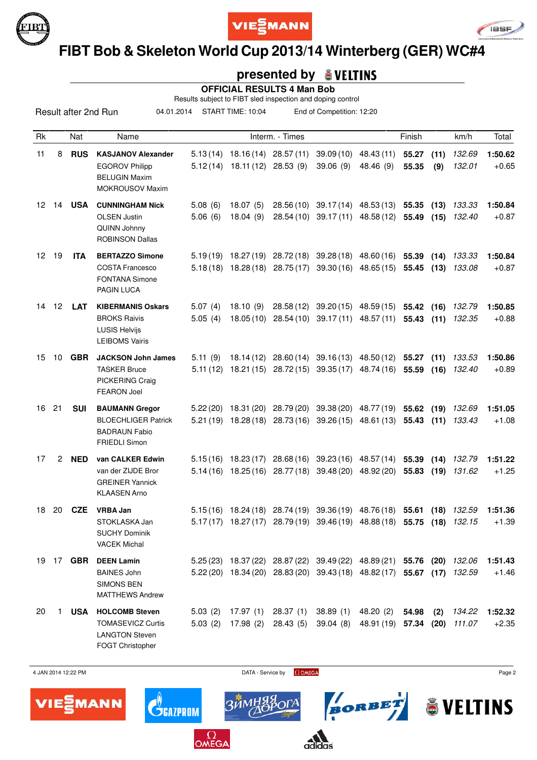# FIBT Bob & Skeleton World Cup 2013/14 Winterberg (GER) WC#4

## presented by VELTINS

### OFFICIAL RESULTS 4 Man Bob

Results subject to FIBT sled inspection and doping control

Result after 2nd Run | 04.01.2014 | START TIME: 10:04 | End of Competition: 12:20

| Rk | | Nat | Name | Interm. - Times | | | | | Finish | | km/h | Total |
|---|---|---|---|---|---|---|---|---|---|---|---|---|
| 11 | 8 | **RUS** | **KASJANOV Alexander** | 5.13 (14) | 18.16 (14) | 28.57 (11) | 39.09 (10) | 48.43 (11) | **55.27** | **(11)** | *132.69* | **1:50.62** |
| | | | EGOROV Philipp | 5.12 (14) | 18.11 (12) | 28.53 (9) | 39.06 (9) | 48.46 (9) | **55.35** | **(9)** | *132.01* | +0.65 |
| | | | BELUGIN Maxim | | | | | | | | | |
| | | | MOKROUSOV Maxim | | | | | | | | | |
| 12 | 14 | **USA** | **CUNNINGHAM Nick** | 5.08 (6) | 18.07 (5) | 28.56 (10) | 39.17 (14) | 48.53 (13) | **55.35** | **(13)** | *133.33* | **1:50.84** |
| | | | OLSEN Justin | 5.06 (6) | 18.04 (9) | 28.54 (10) | 39.17 (11) | 48.58 (12) | **55.49** | **(15)** | *132.40* | +0.87 |
| | | | QUINN Johnny | | | | | | | | | |
| | | | ROBINSON Dallas | | | | | | | | | |
| 12 | 19 | **ITA** | **BERTAZZO Simone** | 5.19 (19) | 18.27 (19) | 28.72 (18) | 39.28 (18) | 48.60 (16) | **55.39** | **(14)** | *133.33* | **1:50.84** |
| | | | COSTA Francesco | 5.18 (18) | 18.28 (18) | 28.75 (17) | 39.30 (16) | 48.65 (15) | **55.45** | **(13)** | *133.08* | +0.87 |
| | | | FONTANA Simone | | | | | | | | | |
| | | | PAGIN LUCA | | | | | | | | | |
| 14 | 12 | **LAT** | **KIBERMANIS Oskars** | 5.07 (4) | 18.10 (9) | 28.58 (12) | 39.20 (15) | 48.59 (15) | **55.42** | **(16)** | *132.79* | **1:50.85** |
| | | | BROKS Raivis | 5.05 (4) | 18.05 (10) | 28.54 (10) | 39.17 (11) | 48.57 (11) | **55.43** | **(11)** | *132.35* | +0.88 |
| | | | LUSIS Helvijs | | | | | | | | | |
| | | | LEIBOMS Vairis | | | | | | | | | |
| 15 | 10 | **GBR** | **JACKSON John James** | 5.11 (9) | 18.14 (12) | 28.60 (14) | 39.16 (13) | 48.50 (12) | **55.27** | **(11)** | *133.53* | **1:50.86** |
| | | | TASKER Bruce | 5.11 (12) | 18.21 (15) | 28.72 (15) | 39.35 (17) | 48.74 (16) | **55.59** | **(16)** | *132.40* | +0.89 |
| | | | PICKERING Craig | | | | | | | | | |
| | | | FEARON Joel | | | | | | | | | |
| 16 | 21 | **SUI** | **BAUMANN Gregor** | 5.22 (20) | 18.31 (20) | 28.79 (20) | 39.38 (20) | 48.77 (19) | **55.62** | **(19)** | *132.69* | **1:51.05** |
| | | | BLOECHLIGER Patrick | 5.21 (19) | 18.28 (18) | 28.73 (16) | 39.26 (15) | 48.61 (13) | **55.43** | **(11)** | *133.43* | +1.08 |
| | | | BADRAUN Fabio | | | | | | | | | |
| | | | FRIEDLI Simon | | | | | | | | | |
| 17 | 2 | **NED** | **van CALKER Edwin** | 5.15 (16) | 18.23 (17) | 28.68 (16) | 39.23 (16) | 48.57 (14) | **55.39** | **(14)** | *132.79* | **1:51.22** |
| | | | van der ZIJDE Bror | 5.14 (16) | 18.25 (16) | 28.77 (18) | 39.48 (20) | 48.92 (20) | **55.83** | **(19)** | *131.62* | +1.25 |
| | | | GREINER Yannick | | | | | | | | | |
| | | | KLAASEN Arno | | | | | | | | | |
| 18 | 20 | **CZE** | **VRBA Jan** | 5.15 (16) | 18.24 (18) | 28.74 (19) | 39.36 (19) | 48.76 (18) | **55.61** | **(18)** | *132.59* | **1:51.36** |
| | | | STOKLASKA Jan | 5.17 (17) | 18.27 (17) | 28.79 (19) | 39.46 (19) | 48.88 (18) | **55.75** | **(18)** | *132.15* | +1.39 |
| | | | SUCHY Dominik | | | | | | | | | |
| | | | VACEK Michal | | | | | | | | | |
| 19 | 17 | **GBR** | **DEEN Lamin** | 5.25 (23) | 18.37 (22) | 28.87 (22) | 39.49 (22) | 48.89 (21) | **55.76** | **(20)** | *132.06* | **1:51.43** |
| | | | BAINES John | 5.22 (20) | 18.34 (20) | 28.83 (20) | 39.43 (18) | 48.82 (17) | **55.67** | **(17)** | *132.59* | +1.46 |
| | | | SIMONS BEN | | | | | | | | | |
| | | | MATTHEWS Andrew | | | | | | | | | |
| 20 | 1 | **USA** | **HOLCOMB Steven** | 5.03 (2) | 17.97 (1) | 28.37 (1) | 38.89 (1) | 48.20 (2) | **54.98** | **(2)** | *134.22* | **1:52.32** |
| | | | TOMASEVICZ Curtis | 5.03 (2) | 17.98 (2) | 28.43 (5) | 39.04 (8) | 48.91 (19) | **57.34** | **(20)** | *111.07* | +2.35 |
| | | | LANGTON Steven | | | | | | | | | |
| | | | FOGT Christopher | | | | | | | | | |

4 JAN 2014 12:22 PM — DATA - Service by OMEGA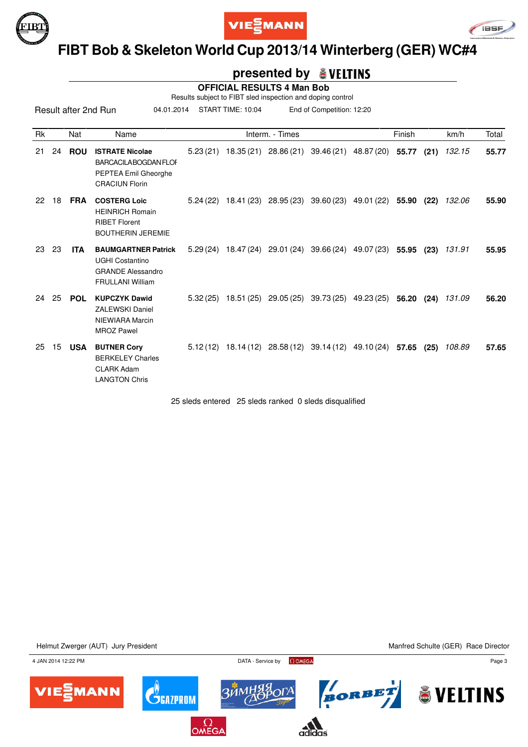# FIBT Bob & Skeleton World Cup 2013/14 Winterberg (GER) WC#4

## presented by VELTINS

### OFFICIAL RESULTS 4 Man Bob

Results subject to FIBT sled inspection and doping control

Result after 2nd Run | 04.01.2014 | START TIME: 10:04 | End of Competition: 12:20

| Rk | | Nat | Name | Interm. - Times | | | | | Finish | | km/h | Total |
|---|---|---|---|---|---|---|---|---|---|---|---|---|
| 21 | 24 | **ROU** | **ISTRATE Nicolae**<br>BARCACILABOGDANFLOF<br>PEPTEA Emil Gheorghe<br>CRACIUN Florin | 5.23 (21) | 18.35 (21) | 28.86 (21) | 39.46 (21) | 48.87 (20) | **55.77** | **(21)** | *132.15* | **55.77** |
| 22 | 18 | **FRA** | **COSTERG Loic**<br>HEINRICH Romain<br>RIBET Florent<br>BOUTHERIN JEREMIE | 5.24 (22) | 18.41 (23) | 28.95 (23) | 39.60 (23) | 49.01 (22) | **55.90** | **(22)** | *132.06* | **55.90** |
| 23 | 23 | **ITA** | **BAUMGARTNER Patrick**<br>UGHI Costantino<br>GRANDE Alessandro<br>FRULLANI William | 5.29 (24) | 18.47 (24) | 29.01 (24) | 39.66 (24) | 49.07 (23) | **55.95** | **(23)** | *131.91* | **55.95** |
| 24 | 25 | **POL** | **KUPCZYK Dawid**<br>ZALEWSKI Daniel<br>NIEWIARA Marcin<br>MROZ Pawel | 5.32 (25) | 18.51 (25) | 29.05 (25) | 39.73 (25) | 49.23 (25) | **56.20** | **(24)** | *131.09* | **56.20** |
| 25 | 15 | **USA** | **BUTNER Cory**<br>BERKELEY Charles<br>CLARK Adam<br>LANGTON Chris | 5.12 (12) | 18.14 (12) | 28.58 (12) | 39.14 (12) | 49.10 (24) | **57.65** | **(25)** | *108.89* | **57.65** |

25 sleds entered 25 sleds ranked 0 sleds disqualified

Helmut Zwerger (AUT) Jury President

Manfred Schulte (GER) Race Director

4 JAN 2014 12:22 PM

DATA - Service by OMEGA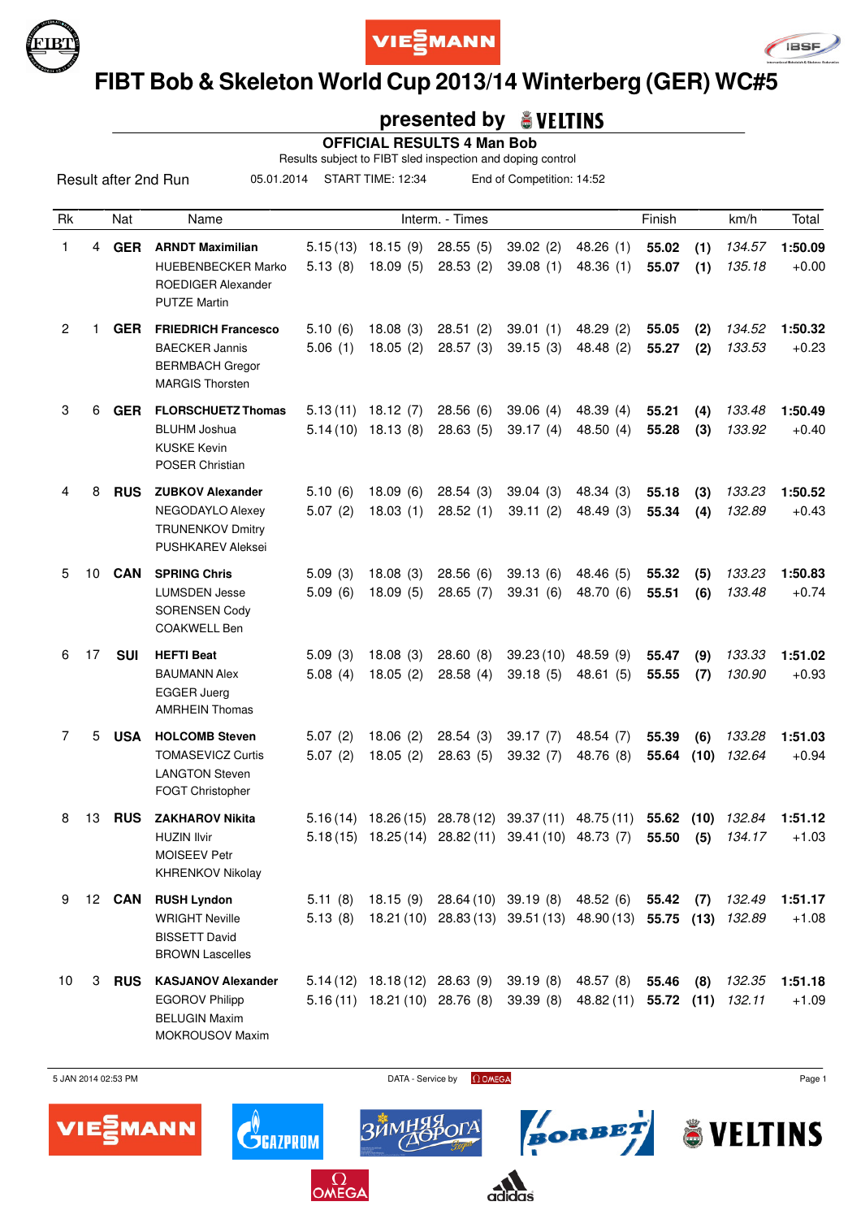# FIBT Bob & Skeleton World Cup 2013/14 Winterberg (GER) WC#5

## presented by VELTINS

**OFFICIAL RESULTS 4 Man Bob**

Results subject to FIBT sled inspection and doping control

Result after 2nd Run | 05.01.2014 | START TIME: 12:34 | End of Competition: 14:52

| Rk | | Nat | Name | Interm. - Times | | | | | Finish | | km/h | Total |
|---|---|---|---|---|---|---|---|---|---|---|---|---|
| 1 | 4 | **GER** | **ARNDT Maximilian** | 5.15 (13) | 18.15 (9) | 28.55 (5) | 39.02 (2) | 48.26 (1) | **55.02** | **(1)** | *134.57* | **1:50.09** |
| | | | HUEBENBECKER Marko | 5.13 (8) | 18.09 (5) | 28.53 (2) | 39.08 (1) | 48.36 (1) | **55.07** | **(1)** | *135.18* | +0.00 |
| | | | ROEDIGER Alexander | | | | | | | | | |
| | | | PUTZE Martin | | | | | | | | | |
| 2 | 1 | **GER** | **FRIEDRICH Francesco** | 5.10 (6) | 18.08 (3) | 28.51 (2) | 39.01 (1) | 48.29 (2) | **55.05** | **(2)** | *134.52* | **1:50.32** |
| | | | BAECKER Jannis | 5.06 (1) | 18.05 (2) | 28.57 (3) | 39.15 (3) | 48.48 (2) | **55.27** | **(2)** | *133.53* | +0.23 |
| | | | BERMBACH Gregor | | | | | | | | | |
| | | | MARGIS Thorsten | | | | | | | | | |
| 3 | 6 | **GER** | **FLORSCHUETZ Thomas** | 5.13 (11) | 18.12 (7) | 28.56 (6) | 39.06 (4) | 48.39 (4) | **55.21** | **(4)** | *133.48* | **1:50.49** |
| | | | BLUHM Joshua | 5.14 (10) | 18.13 (8) | 28.63 (5) | 39.17 (4) | 48.50 (4) | **55.28** | **(3)** | *133.92* | +0.40 |
| | | | KUSKE Kevin | | | | | | | | | |
| | | | POSER Christian | | | | | | | | | |
| 4 | 8 | **RUS** | **ZUBKOV Alexander** | 5.10 (6) | 18.09 (6) | 28.54 (3) | 39.04 (3) | 48.34 (3) | **55.18** | **(3)** | *133.23* | **1:50.52** |
| | | | NEGODAYLO Alexey | 5.07 (2) | 18.03 (1) | 28.52 (1) | 39.11 (2) | 48.49 (3) | **55.34** | **(4)** | *132.89* | +0.43 |
| | | | TRUNENKOV Dmitry | | | | | | | | | |
| | | | PUSHKAREV Aleksei | | | | | | | | | |
| 5 | 10 | **CAN** | **SPRING Chris** | 5.09 (3) | 18.08 (3) | 28.56 (6) | 39.13 (6) | 48.46 (5) | **55.32** | **(5)** | *133.23* | **1:50.83** |
| | | | LUMSDEN Jesse | 5.09 (6) | 18.09 (5) | 28.65 (7) | 39.31 (6) | 48.70 (6) | **55.51** | **(6)** | *133.48* | +0.74 |
| | | | SORENSEN Cody | | | | | | | | | |
| | | | COAKWELL Ben | | | | | | | | | |
| 6 | 17 | **SUI** | **HEFTI Beat** | 5.09 (3) | 18.08 (3) | 28.60 (8) | 39.23 (10) | 48.59 (9) | **55.47** | **(9)** | *133.33* | **1:51.02** |
| | | | BAUMANN Alex | 5.08 (4) | 18.05 (2) | 28.58 (4) | 39.18 (5) | 48.61 (5) | **55.55** | **(7)** | *130.90* | +0.93 |
| | | | EGGER Juerg | | | | | | | | | |
| | | | AMRHEIN Thomas | | | | | | | | | |
| 7 | 5 | **USA** | **HOLCOMB Steven** | 5.07 (2) | 18.06 (2) | 28.54 (3) | 39.17 (7) | 48.54 (7) | **55.39** | **(6)** | *133.28* | **1:51.03** |
| | | | TOMASEVICZ Curtis | 5.07 (2) | 18.05 (2) | 28.63 (5) | 39.32 (7) | 48.76 (8) | **55.64** | **(10)** | *132.64* | +0.94 |
| | | | LANGTON Steven | | | | | | | | | |
| | | | FOGT Christopher | | | | | | | | | |
| 8 | 13 | **RUS** | **ZAKHAROV Nikita** | 5.16 (14) | 18.26 (15) | 28.78 (12) | 39.37 (11) | 48.75 (11) | **55.62** | **(10)** | *132.84* | **1:51.12** |
| | | | HUZIN Ilvir | 5.18 (15) | 18.25 (14) | 28.82 (11) | 39.41 (10) | 48.73 (7) | **55.50** | **(5)** | *134.17* | +1.03 |
| | | | MOISEEV Petr | | | | | | | | | |
| | | | KHRENKOV Nikolay | | | | | | | | | |
| 9 | 12 | **CAN** | **RUSH Lyndon** | 5.11 (8) | 18.15 (9) | 28.64 (10) | 39.19 (8) | 48.52 (6) | **55.42** | **(7)** | *132.49* | **1:51.17** |
| | | | WRIGHT Neville | 5.13 (8) | 18.21 (10) | 28.83 (13) | 39.51 (13) | 48.90 (13) | **55.75** | **(13)** | *132.89* | +1.08 |
| | | | BISSETT David | | | | | | | | | |
| | | | BROWN Lascelles | | | | | | | | | |
| 10 | 3 | **RUS** | **KASJANOV Alexander** | 5.14 (12) | 18.18 (12) | 28.63 (9) | 39.19 (8) | 48.57 (8) | **55.46** | **(8)** | *132.35* | **1:51.18** |
| | | | EGOROV Philipp | 5.16 (11) | 18.21 (10) | 28.76 (8) | 39.39 (8) | 48.82 (11) | **55.72** | **(11)** | *132.11* | +1.09 |
| | | | BELUGIN Maxim | | | | | | | | | |
| | | | MOKROUSOV Maxim | | | | | | | | | |

5 JAN 2014 02:53 PM — DATA - Service by OMEGA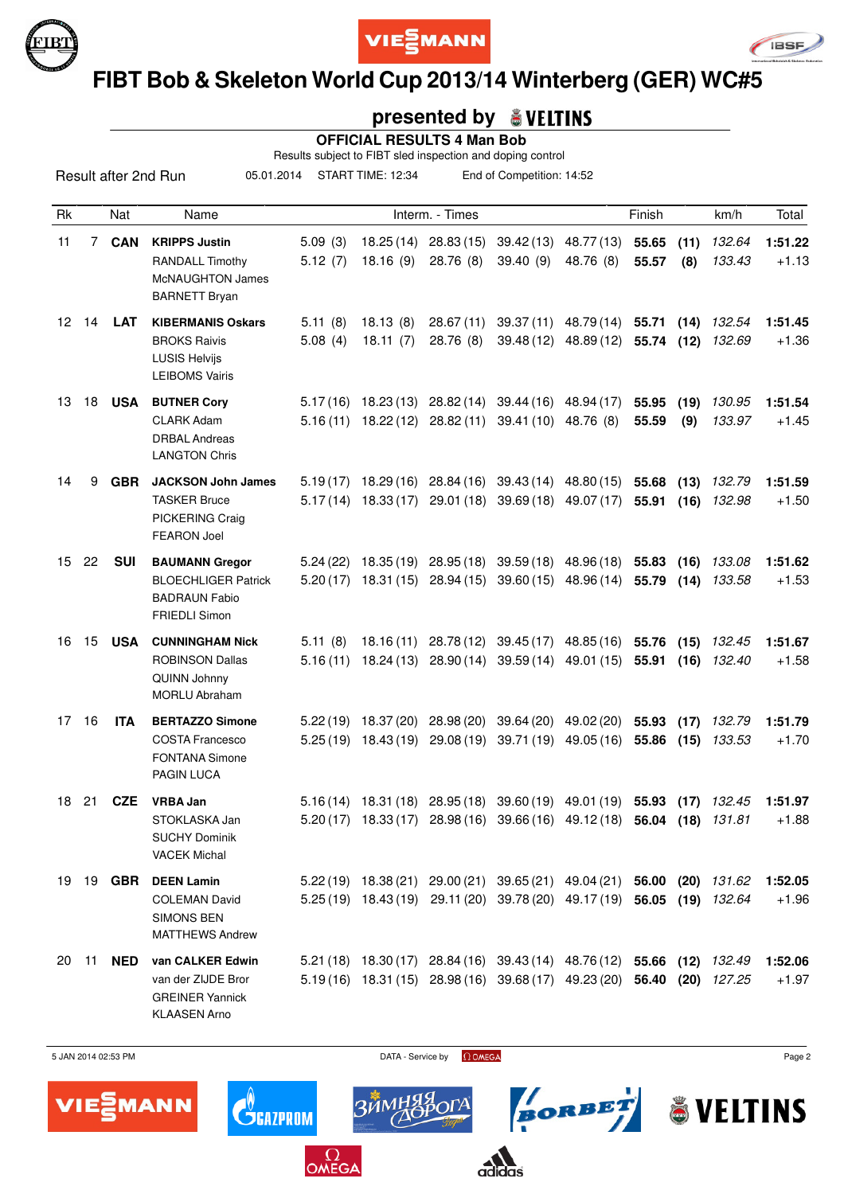# FIBT Bob & Skeleton World Cup 2013/14 Winterberg (GER) WC#5

## presented by VELTINS

### OFFICIAL RESULTS 4 Man Bob

Results subject to FIBT sled inspection and doping control

Result after 2nd Run | 05.01.2014 | START TIME: 12:34 | End of Competition: 14:52

| Rk | | Nat | Name | Interm. - Times | | | | | Finish | | km/h | Total |
|---|---|---|---|---|---|---|---|---|---|---|---|---|
| 11 | 7 | CAN | **KRIPPS Justin** | 5.09 (3) | 18.25 (14) | 28.83 (15) | 39.42 (13) | 48.77 (13) | **55.65** | **(11)** | *132.64* | **1:51.22** |
| | | | RANDALL Timothy | 5.12 (7) | 18.16 (9) | 28.76 (8) | 39.40 (9) | 48.76 (8) | **55.57** | **(8)** | *133.43* | +1.13 |
| | | | McNAUGHTON James | | | | | | | | | |
| | | | BARNETT Bryan | | | | | | | | | |
| 12 | 14 | LAT | **KIBERMANIS Oskars** | 5.11 (8) | 18.13 (8) | 28.67 (11) | 39.37 (11) | 48.79 (14) | **55.71** | **(14)** | *132.54* | **1:51.45** |
| | | | BROKS Raivis | 5.08 (4) | 18.11 (7) | 28.76 (8) | 39.48 (12) | 48.89 (12) | **55.74** | **(12)** | *132.69* | +1.36 |
| | | | LUSIS Helvijs | | | | | | | | | |
| | | | LEIBOMS Vairis | | | | | | | | | |
| 13 | 18 | USA | **BUTNER Cory** | 5.17 (16) | 18.23 (13) | 28.82 (14) | 39.44 (16) | 48.94 (17) | **55.95** | **(19)** | *130.95* | **1:51.54** |
| | | | CLARK Adam | 5.16 (11) | 18.22 (12) | 28.82 (11) | 39.41 (10) | 48.76 (8) | **55.59** | **(9)** | *133.97* | +1.45 |
| | | | DRBAL Andreas | | | | | | | | | |
| | | | LANGTON Chris | | | | | | | | | |
| 14 | 9 | GBR | **JACKSON John James** | 5.19 (17) | 18.29 (16) | 28.84 (16) | 39.43 (14) | 48.80 (15) | **55.68** | **(13)** | *132.79* | **1:51.59** |
| | | | TASKER Bruce | 5.17 (14) | 18.33 (17) | 29.01 (18) | 39.69 (18) | 49.07 (17) | **55.91** | **(16)** | *132.98* | +1.50 |
| | | | PICKERING Craig | | | | | | | | | |
| | | | FEARON Joel | | | | | | | | | |
| 15 | 22 | SUI | **BAUMANN Gregor** | 5.24 (22) | 18.35 (19) | 28.95 (18) | 39.59 (18) | 48.96 (18) | **55.83** | **(16)** | *133.08* | **1:51.62** |
| | | | BLOECHLIGER Patrick | 5.20 (17) | 18.31 (15) | 28.94 (15) | 39.60 (15) | 48.96 (14) | **55.79** | **(14)** | *133.58* | +1.53 |
| | | | BADRAUN Fabio | | | | | | | | | |
| | | | FRIEDLI Simon | | | | | | | | | |
| 16 | 15 | USA | **CUNNINGHAM Nick** | 5.11 (8) | 18.16 (11) | 28.78 (12) | 39.45 (17) | 48.85 (16) | **55.76** | **(15)** | *132.45* | **1:51.67** |
| | | | ROBINSON Dallas | 5.16 (11) | 18.24 (13) | 28.90 (14) | 39.59 (14) | 49.01 (15) | **55.91** | **(16)** | *132.40* | +1.58 |
| | | | QUINN Johnny | | | | | | | | | |
| | | | MORLU Abraham | | | | | | | | | |
| 17 | 16 | ITA | **BERTAZZO Simone** | 5.22 (19) | 18.37 (20) | 28.98 (20) | 39.64 (20) | 49.02 (20) | **55.93** | **(17)** | *132.79* | **1:51.79** |
| | | | COSTA Francesco | 5.25 (19) | 18.43 (19) | 29.08 (19) | 39.71 (19) | 49.05 (16) | **55.86** | **(15)** | *133.53* | +1.70 |
| | | | FONTANA Simone | | | | | | | | | |
| | | | PAGIN LUCA | | | | | | | | | |
| 18 | 21 | CZE | **VRBA Jan** | 5.16 (14) | 18.31 (18) | 28.95 (18) | 39.60 (19) | 49.01 (19) | **55.93** | **(17)** | *132.45* | **1:51.97** |
| | | | STOKLASKA Jan | 5.20 (17) | 18.33 (17) | 28.98 (16) | 39.66 (16) | 49.12 (18) | **56.04** | **(18)** | *131.81* | +1.88 |
| | | | SUCHY Dominik | | | | | | | | | |
| | | | VACEK Michal | | | | | | | | | |
| 19 | 19 | GBR | **DEEN Lamin** | 5.22 (19) | 18.38 (21) | 29.00 (21) | 39.65 (21) | 49.04 (21) | **56.00** | **(20)** | *131.62* | **1:52.05** |
| | | | COLEMAN David | 5.25 (19) | 18.43 (19) | 29.11 (20) | 39.78 (20) | 49.17 (19) | **56.05** | **(19)** | *132.64* | +1.96 |
| | | | SIMONS BEN | | | | | | | | | |
| | | | MATTHEWS Andrew | | | | | | | | | |
| 20 | 11 | NED | **van CALKER Edwin** | 5.21 (18) | 18.30 (17) | 28.84 (16) | 39.43 (14) | 48.76 (12) | **55.66** | **(12)** | *132.49* | **1:52.06** |
| | | | van der ZIJDE Bror | 5.19 (16) | 18.31 (15) | 28.98 (16) | 39.68 (17) | 49.23 (20) | **56.40** | **(20)** | *127.25* | +1.97 |
| | | | GREINER Yannick | | | | | | | | | |
| | | | KLAASEN Arno | | | | | | | | | |

5 JAN 2014 02:53 PM — DATA - Service by OMEGA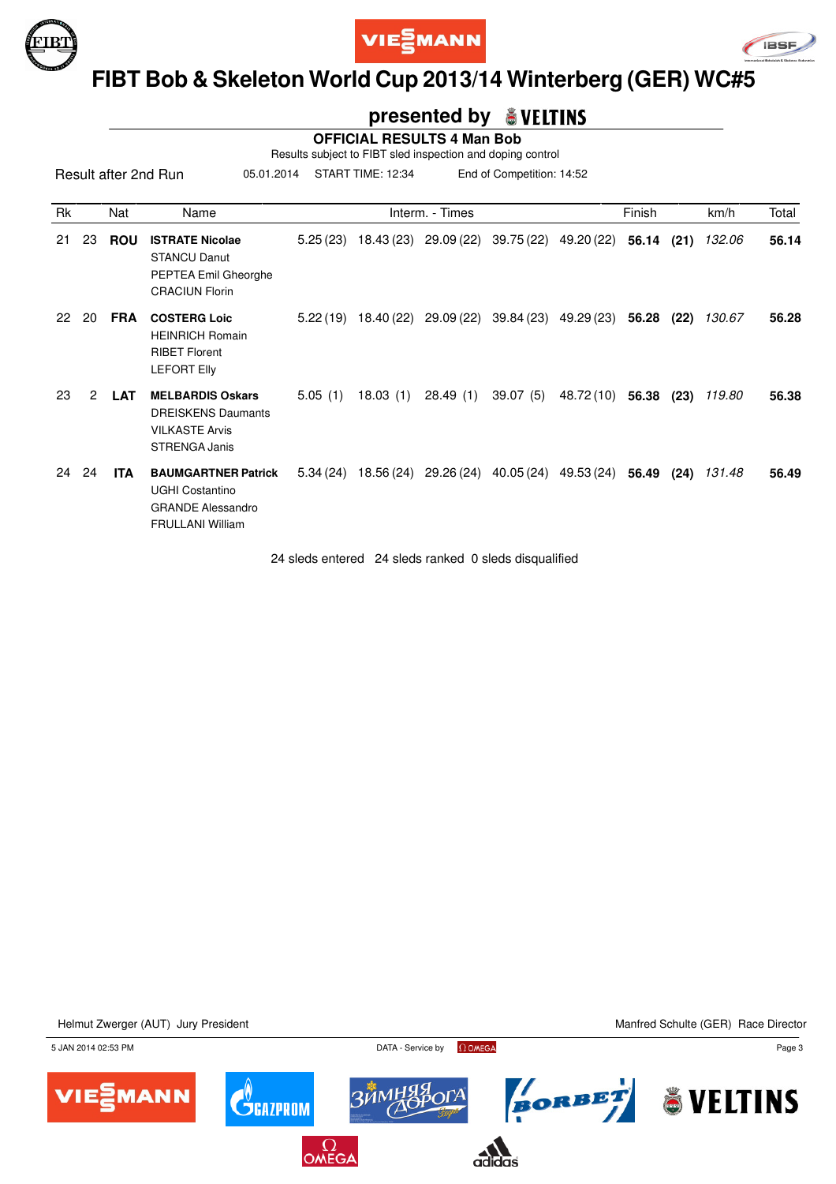# FIBT Bob & Skeleton World Cup 2013/14 Winterberg (GER) WC#5

## presented by VELTINS

### OFFICIAL RESULTS 4 Man Bob

Results subject to FIBT sled inspection and doping control

Result after 2nd Run 05.01.2014 START TIME: 12:34 End of Competition: 14:52

| Rk | | Nat | Name | Interm. - Times | | | | | Finish | | km/h | Total |
|---|---|---|---|---|---|---|---|---|---|---|---|---|
| 21 | 23 | **ROU** | **ISTRATE Nicolae**<br>STANCU Danut<br>PEPTEA Emil Gheorghe<br>CRACIUN Florin | 5.25 (23) | 18.43 (23) | 29.09 (22) | 39.75 (22) | 49.20 (22) | **56.14** | **(21)** | *132.06* | **56.14** |
| 22 | 20 | **FRA** | **COSTERG Loic**<br>HEINRICH Romain<br>RIBET Florent<br>LEFORT Elly | 5.22 (19) | 18.40 (22) | 29.09 (22) | 39.84 (23) | 49.29 (23) | **56.28** | **(22)** | *130.67* | **56.28** |
| 23 | 2 | **LAT** | **MELBARDIS Oskars**<br>DREISKENS Daumants<br>VILKASTE Arvis<br>STRENGA Janis | 5.05 (1) | 18.03 (1) | 28.49 (1) | 39.07 (5) | 48.72 (10) | **56.38** | **(23)** | *119.80* | **56.38** |
| 24 | 24 | **ITA** | **BAUMGARTNER Patrick**<br>UGHI Costantino<br>GRANDE Alessandro<br>FRULLANI William | 5.34 (24) | 18.56 (24) | 29.26 (24) | 40.05 (24) | 49.53 (24) | **56.49** | **(24)** | *131.48* | **56.49** |

24 sleds entered 24 sleds ranked 0 sleds disqualified

Helmut Zwerger (AUT) Jury President

Manfred Schulte (GER) Race Director

5 JAN 2014 02:53 PM

DATA - Service by OMEGA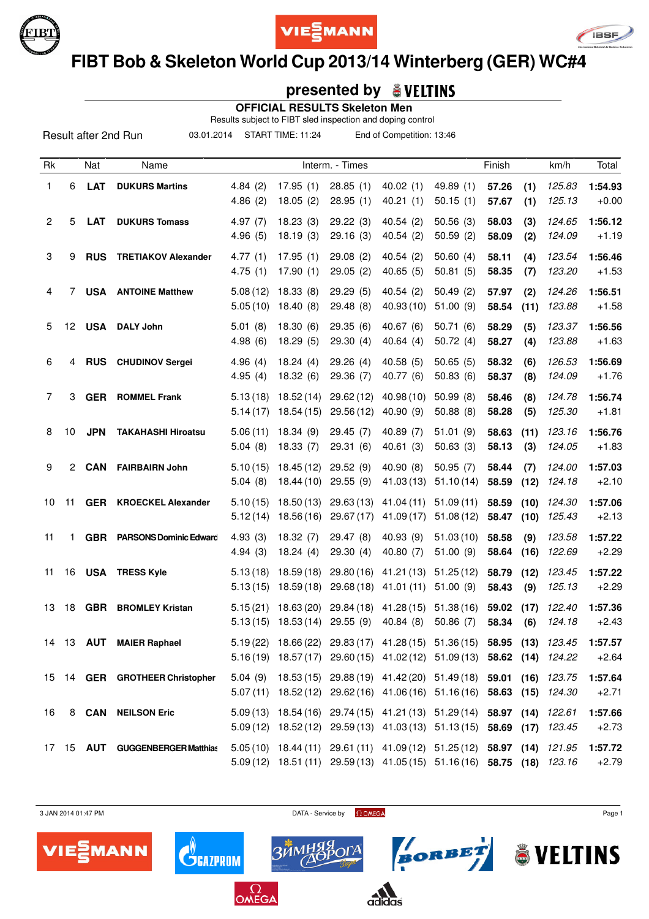# FIBT Bob & Skeleton World Cup 2013/14 Winterberg (GER) WC#4

## presented by VELTINS

**OFFICIAL RESULTS Skeleton Men**

Results subject to FIBT sled inspection and doping control

Result after 2nd Run | 03.01.2014 | START TIME: 11:24 | End of Competition: 13:46

| Rk | | Nat | Name | Interm. - Times | | | | | Finish | | km/h | Total |
|---|---|---|---|---|---|---|---|---|---|---|---|---|
| 1 | 6 | **LAT** | **DUKURS Martins** | 4.84 (2) | 17.95 (1) | 28.85 (1) | 40.02 (1) | 49.89 (1) | **57.26** | **(1)** | *125.83* | **1:54.93** |
| | | | | 4.86 (2) | 18.05 (2) | 28.95 (1) | 40.21 (1) | 50.15 (1) | **57.67** | **(1)** | *125.13* | +0.00 |
| 2 | 5 | **LAT** | **DUKURS Tomass** | 4.97 (7) | 18.23 (3) | 29.22 (3) | 40.54 (2) | 50.56 (3) | **58.03** | **(3)** | *124.65* | **1:56.12** |
| | | | | 4.96 (5) | 18.19 (3) | 29.16 (3) | 40.54 (2) | 50.59 (2) | **58.09** | **(2)** | *124.09* | +1.19 |
| 3 | 9 | **RUS** | **TRETIAKOV Alexander** | 4.77 (1) | 17.95 (1) | 29.08 (2) | 40.54 (2) | 50.60 (4) | **58.11** | **(4)** | *123.54* | **1:56.46** |
| | | | | 4.75 (1) | 17.90 (1) | 29.05 (2) | 40.65 (5) | 50.81 (5) | **58.35** | **(7)** | *123.20* | +1.53 |
| 4 | 7 | **USA** | **ANTOINE Matthew** | 5.08 (12) | 18.33 (8) | 29.29 (5) | 40.54 (2) | 50.49 (2) | **57.97** | **(2)** | *124.26* | **1:56.51** |
| | | | | 5.05 (10) | 18.40 (8) | 29.48 (8) | 40.93 (10) | 51.00 (9) | **58.54** | **(11)** | *123.88* | +1.58 |
| 5 | 12 | **USA** | **DALY John** | 5.01 (8) | 18.30 (6) | 29.35 (6) | 40.67 (6) | 50.71 (6) | **58.29** | **(5)** | *123.37* | **1:56.56** |
| | | | | 4.98 (6) | 18.29 (5) | 29.30 (4) | 40.64 (4) | 50.72 (4) | **58.27** | **(4)** | *123.88* | +1.63 |
| 6 | 4 | **RUS** | **CHUDINOV Sergei** | 4.96 (4) | 18.24 (4) | 29.26 (4) | 40.58 (5) | 50.65 (5) | **58.32** | **(6)** | *126.53* | **1:56.69** |
| | | | | 4.95 (4) | 18.32 (6) | 29.36 (7) | 40.77 (6) | 50.83 (6) | **58.37** | **(8)** | *124.09* | +1.76 |
| 7 | 3 | **GER** | **ROMMEL Frank** | 5.13 (18) | 18.52 (14) | 29.62 (12) | 40.98 (10) | 50.99 (8) | **58.46** | **(8)** | *124.78* | **1:56.74** |
| | | | | 5.14 (17) | 18.54 (15) | 29.56 (12) | 40.90 (9) | 50.88 (8) | **58.28** | **(5)** | *125.30* | +1.81 |
| 8 | 10 | **JPN** | **TAKAHASHI Hiroatsu** | 5.06 (11) | 18.34 (9) | 29.45 (7) | 40.89 (7) | 51.01 (9) | **58.63** | **(11)** | *123.16* | **1:56.76** |
| | | | | 5.04 (8) | 18.33 (7) | 29.31 (6) | 40.61 (3) | 50.63 (3) | **58.13** | **(3)** | *124.05* | +1.83 |
| 9 | 2 | **CAN** | **FAIRBAIRN John** | 5.10 (15) | 18.45 (12) | 29.52 (9) | 40.90 (8) | 50.95 (7) | **58.44** | **(7)** | *124.00* | **1:57.03** |
| | | | | 5.04 (8) | 18.44 (10) | 29.55 (9) | 41.03 (13) | 51.10 (14) | **58.59** | **(12)** | *124.18* | +2.10 |
| 10 | 11 | **GER** | **KROECKEL Alexander** | 5.10 (15) | 18.50 (13) | 29.63 (13) | 41.04 (11) | 51.09 (11) | **58.59** | **(10)** | *124.30* | **1:57.06** |
| | | | | 5.12 (14) | 18.56 (16) | 29.67 (17) | 41.09 (17) | 51.08 (12) | **58.47** | **(10)** | *125.43* | +2.13 |
| 11 | 1 | **GBR** | **PARSONS Dominic Edward** | 4.93 (3) | 18.32 (7) | 29.47 (8) | 40.93 (9) | 51.03 (10) | **58.58** | **(9)** | *123.58* | **1:57.22** |
| | | | | 4.94 (3) | 18.24 (4) | 29.30 (4) | 40.80 (7) | 51.00 (9) | **58.64** | **(16)** | *122.69* | +2.29 |
| 11 | 16 | **USA** | **TRESS Kyle** | 5.13 (18) | 18.59 (18) | 29.80 (16) | 41.21 (13) | 51.25 (12) | **58.79** | **(12)** | *123.45* | **1:57.22** |
| | | | | 5.13 (15) | 18.59 (18) | 29.68 (18) | 41.01 (11) | 51.00 (9) | **58.43** | **(9)** | *125.13* | +2.29 |
| 13 | 18 | **GBR** | **BROMLEY Kristan** | 5.15 (21) | 18.63 (20) | 29.84 (18) | 41.28 (15) | 51.38 (16) | **59.02** | **(17)** | *122.40* | **1:57.36** |
| | | | | 5.13 (15) | 18.53 (14) | 29.55 (9) | 40.84 (8) | 50.86 (7) | **58.34** | **(6)** | *124.18* | +2.43 |
| 14 | 13 | **AUT** | **MAIER Raphael** | 5.19 (22) | 18.66 (22) | 29.83 (17) | 41.28 (15) | 51.36 (15) | **58.95** | **(13)** | *123.45* | **1:57.57** |
| | | | | 5.16 (19) | 18.57 (17) | 29.60 (15) | 41.02 (12) | 51.09 (13) | **58.62** | **(14)** | *124.22* | +2.64 |
| 15 | 14 | **GER** | **GROTHEER Christopher** | 5.04 (9) | 18.53 (15) | 29.88 (19) | 41.42 (20) | 51.49 (18) | **59.01** | **(16)** | *123.75* | **1:57.64** |
| | | | | 5.07 (11) | 18.52 (12) | 29.62 (16) | 41.06 (16) | 51.16 (16) | **58.63** | **(15)** | *124.30* | +2.71 |
| 16 | 8 | **CAN** | **NEILSON Eric** | 5.09 (13) | 18.54 (16) | 29.74 (15) | 41.21 (13) | 51.29 (14) | **58.97** | **(14)** | *122.61* | **1:57.66** |
| | | | | 5.09 (12) | 18.52 (12) | 29.59 (13) | 41.03 (13) | 51.13 (15) | **58.69** | **(17)** | *123.45* | +2.73 |
| 17 | 15 | **AUT** | **GUGGENBERGER Matthias** | 5.05 (10) | 18.44 (11) | 29.61 (11) | 41.09 (12) | 51.25 (12) | **58.97** | **(14)** | *121.95* | **1:57.72** |
| | | | | 5.09 (12) | 18.51 (11) | 29.59 (13) | 41.05 (15) | 51.16 (16) | **58.75** | **(18)** | *123.16* | +2.79 |

3 JAN 2014 01:47 PM | DATA - Service by OMEGA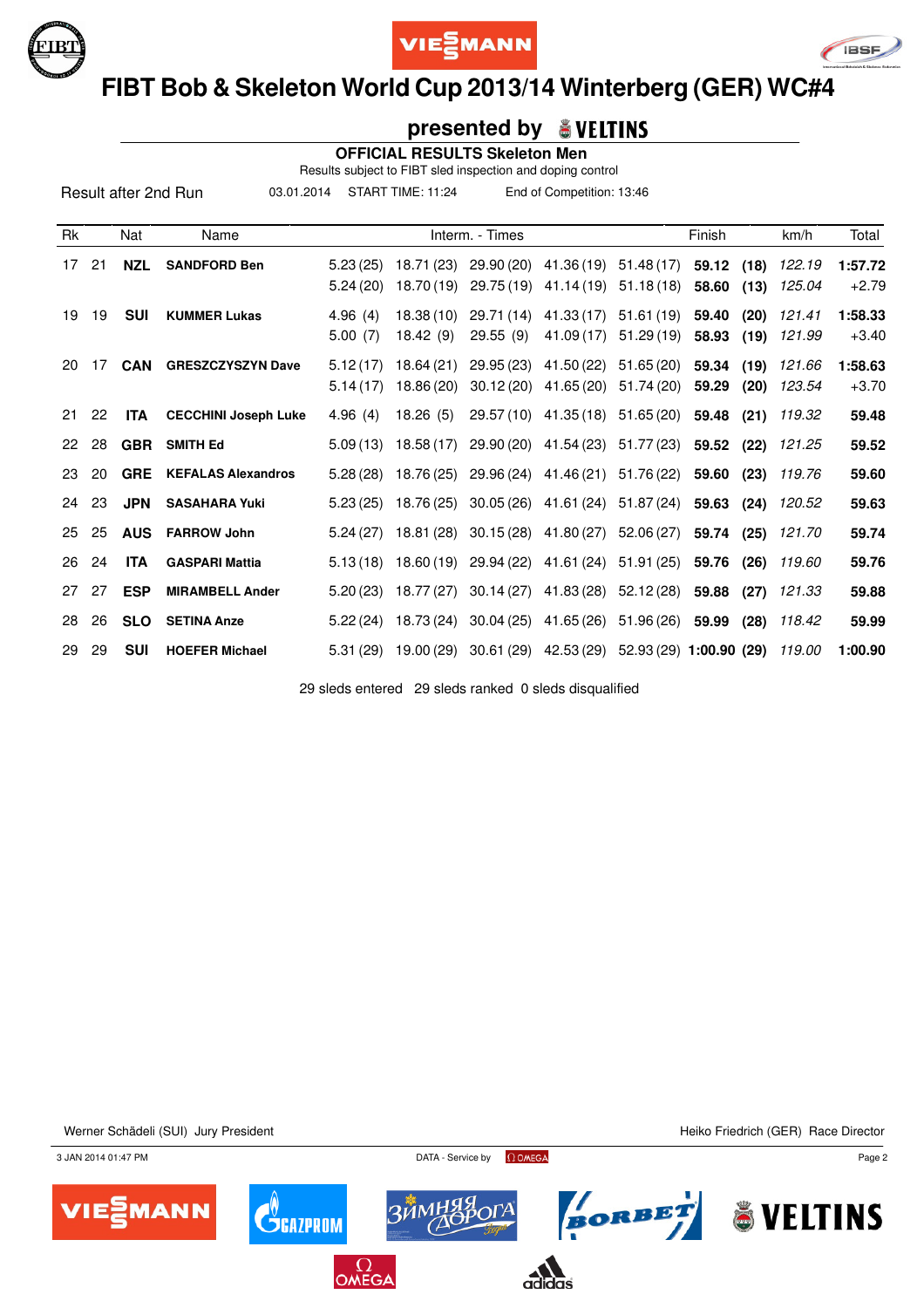# FIBT Bob & Skeleton World Cup 2013/14 Winterberg (GER) WC#4

## presented by VELTINS

### OFFICIAL RESULTS Skeleton Men

Results subject to FIBT sled inspection and doping control

Result after 2nd Run | 03.01.2014 | START TIME: 11:24 | End of Competition: 13:46

| Rk | | Nat | Name | Interm. - Times | | | | | Finish | | km/h | Total |
|---|---|---|---|---|---|---|---|---|---|---|---|---|
| 17 | 21 | **NZL** | **SANDFORD Ben** | 5.23 (25) | 18.71 (23) | 29.90 (20) | 41.36 (19) | 51.48 (17) | **59.12** | **(18)** | *122.19* | **1:57.72** |
| | | | | 5.24 (20) | 18.70 (19) | 29.75 (19) | 41.14 (19) | 51.18 (18) | **58.60** | **(13)** | *125.04* | +2.79 |
| 19 | 19 | **SUI** | **KUMMER Lukas** | 4.96 (4) | 18.38 (10) | 29.71 (14) | 41.33 (17) | 51.61 (19) | **59.40** | **(20)** | *121.41* | **1:58.33** |
| | | | | 5.00 (7) | 18.42 (9) | 29.55 (9) | 41.09 (17) | 51.29 (19) | **58.93** | **(19)** | *121.99* | +3.40 |
| 20 | 17 | **CAN** | **GRESZCZYSZYN Dave** | 5.12 (17) | 18.64 (21) | 29.95 (23) | 41.50 (22) | 51.65 (20) | **59.34** | **(19)** | *121.66* | **1:58.63** |
| | | | | 5.14 (17) | 18.86 (20) | 30.12 (20) | 41.65 (20) | 51.74 (20) | **59.29** | **(20)** | *123.54* | +3.70 |
| 21 | 22 | **ITA** | **CECCHINI Joseph Luke** | 4.96 (4) | 18.26 (5) | 29.57 (10) | 41.35 (18) | 51.65 (20) | **59.48** | **(21)** | *119.32* | **59.48** |
| 22 | 28 | **GBR** | **SMITH Ed** | 5.09 (13) | 18.58 (17) | 29.90 (20) | 41.54 (23) | 51.77 (23) | **59.52** | **(22)** | *121.25* | **59.52** |
| 23 | 20 | **GRE** | **KEFALAS Alexandros** | 5.28 (28) | 18.76 (25) | 29.96 (24) | 41.46 (21) | 51.76 (22) | **59.60** | **(23)** | *119.76* | **59.60** |
| 24 | 23 | **JPN** | **SASAHARA Yuki** | 5.23 (25) | 18.76 (25) | 30.05 (26) | 41.61 (24) | 51.87 (24) | **59.63** | **(24)** | *120.52* | **59.63** |
| 25 | 25 | **AUS** | **FARROW John** | 5.24 (27) | 18.81 (28) | 30.15 (28) | 41.80 (27) | 52.06 (27) | **59.74** | **(25)** | *121.70* | **59.74** |
| 26 | 24 | **ITA** | **GASPARI Mattia** | 5.13 (18) | 18.60 (19) | 29.94 (22) | 41.61 (24) | 51.91 (25) | **59.76** | **(26)** | *119.60* | **59.76** |
| 27 | 27 | **ESP** | **MIRAMBELL Ander** | 5.20 (23) | 18.77 (27) | 30.14 (27) | 41.83 (28) | 52.12 (28) | **59.88** | **(27)** | *121.33* | **59.88** |
| 28 | 26 | **SLO** | **SETINA Anze** | 5.22 (24) | 18.73 (24) | 30.04 (25) | 41.65 (26) | 51.96 (26) | **59.99** | **(28)** | *118.42* | **59.99** |
| 29 | 29 | **SUI** | **HOEFER Michael** | 5.31 (29) | 19.00 (29) | 30.61 (29) | 42.53 (29) | 52.93 (29) | **1:00.90** | **(29)** | *119.00* | **1:00.90** |

29 sleds entered  29 sleds ranked  0 sleds disqualified

Werner Schädeli (SUI) Jury President

Heiko Friedrich (GER) Race Director

3 JAN 2014 01:47 PM

DATA - Service by OMEGA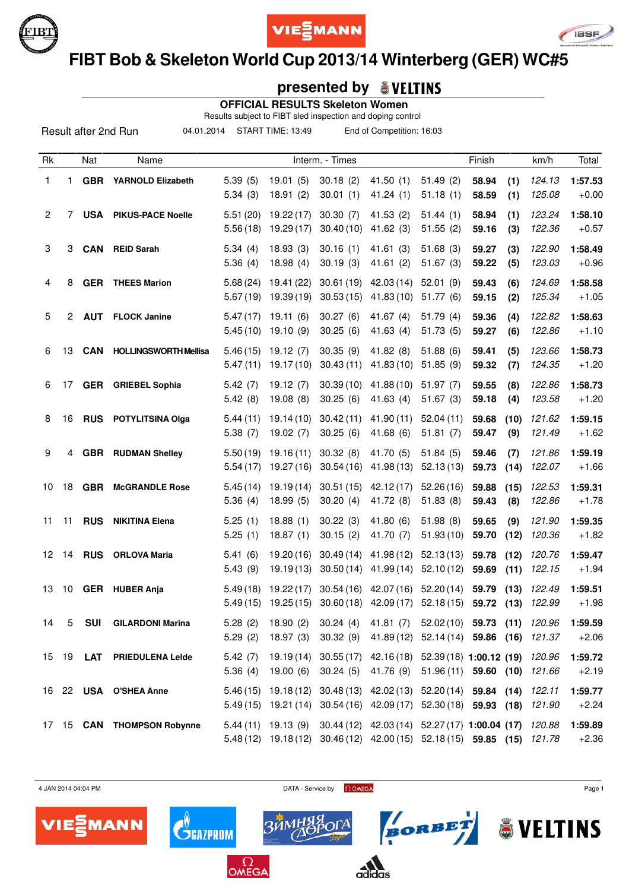# FIBT Bob & Skeleton World Cup 2013/14 Winterberg (GER) WC#5

presented by VELTINS

**OFFICIAL RESULTS Skeleton Women**

Results subject to FIBT sled inspection and doping control

Result after 2nd Run    04.01.2014    START TIME: 13:49    End of Competition: 16:03

| Rk | | Nat | Name | Interm. - Times | | | | | Finish | | km/h | Total |
|---|---|---|---|---|---|---|---|---|---|---|---|---|
| 1 | 1 | **GBR** | **YARNOLD Elizabeth** | 5.39 (5) | 19.01 (5) | 30.18 (2) | 41.50 (1) | 51.49 (2) | **58.94** | **(1)** | *124.13* | **1:57.53** |
| | | | | 5.34 (3) | 18.91 (2) | 30.01 (1) | 41.24 (1) | 51.18 (1) | **58.59** | **(1)** | *125.08* | +0.00 |
| 2 | 7 | **USA** | **PIKUS-PACE Noelle** | 5.51 (20) | 19.22 (17) | 30.30 (7) | 41.53 (2) | 51.44 (1) | **58.94** | **(1)** | *123.24* | **1:58.10** |
| | | | | 5.56 (18) | 19.29 (17) | 30.40 (10) | 41.62 (3) | 51.55 (2) | **59.16** | **(3)** | *122.36* | +0.57 |
| 3 | 3 | **CAN** | **REID Sarah** | 5.34 (4) | 18.93 (3) | 30.16 (1) | 41.61 (3) | 51.68 (3) | **59.27** | **(3)** | *122.90* | **1:58.49** |
| | | | | 5.36 (4) | 18.98 (4) | 30.19 (3) | 41.61 (2) | 51.67 (3) | **59.22** | **(5)** | *123.03* | +0.96 |
| 4 | 8 | **GER** | **THEES Marion** | 5.68 (24) | 19.41 (22) | 30.61 (19) | 42.03 (14) | 52.01 (9) | **59.43** | **(6)** | *124.69* | **1:58.58** |
| | | | | 5.67 (19) | 19.39 (19) | 30.53 (15) | 41.83 (10) | 51.77 (6) | **59.15** | **(2)** | *125.34* | +1.05 |
| 5 | 2 | **AUT** | **FLOCK Janine** | 5.47 (17) | 19.11 (6) | 30.27 (6) | 41.67 (4) | 51.79 (4) | **59.36** | **(4)** | *122.82* | **1:58.63** |
| | | | | 5.45 (10) | 19.10 (9) | 30.25 (6) | 41.63 (4) | 51.73 (5) | **59.27** | **(6)** | *122.86* | +1.10 |
| 6 | 13 | **CAN** | **HOLLINGSWORTH Mellisa** | 5.46 (15) | 19.12 (7) | 30.35 (9) | 41.82 (8) | 51.88 (6) | **59.41** | **(5)** | *123.66* | **1:58.73** |
| | | | | 5.47 (11) | 19.17 (10) | 30.43 (11) | 41.83 (10) | 51.85 (9) | **59.32** | **(7)** | *124.35* | +1.20 |
| 6 | 17 | **GER** | **GRIEBEL Sophia** | 5.42 (7) | 19.12 (7) | 30.39 (10) | 41.88 (10) | 51.97 (7) | **59.55** | **(8)** | *122.86* | **1:58.73** |
| | | | | 5.42 (8) | 19.08 (8) | 30.25 (6) | 41.63 (4) | 51.67 (3) | **59.18** | **(4)** | *123.58* | +1.20 |
| 8 | 16 | **RUS** | **POTYLITSINA Olga** | 5.44 (11) | 19.14 (10) | 30.42 (11) | 41.90 (11) | 52.04 (11) | **59.68** | **(10)** | *121.62* | **1:59.15** |
| | | | | 5.38 (7) | 19.02 (7) | 30.25 (6) | 41.68 (6) | 51.81 (7) | **59.47** | **(9)** | *121.49* | +1.62 |
| 9 | 4 | **GBR** | **RUDMAN Shelley** | 5.50 (19) | 19.16 (11) | 30.32 (8) | 41.70 (5) | 51.84 (5) | **59.46** | **(7)** | *121.86* | **1:59.19** |
| | | | | 5.54 (17) | 19.27 (16) | 30.54 (16) | 41.98 (13) | 52.13 (13) | **59.73** | **(14)** | *122.07* | +1.66 |
| 10 | 18 | **GBR** | **McGRANDLE Rose** | 5.45 (14) | 19.19 (14) | 30.51 (15) | 42.12 (17) | 52.26 (16) | **59.88** | **(15)** | *122.53* | **1:59.31** |
| | | | | 5.36 (4) | 18.99 (5) | 30.20 (4) | 41.72 (8) | 51.83 (8) | **59.43** | **(8)** | *122.86* | +1.78 |
| 11 | 11 | **RUS** | **NIKITINA Elena** | 5.25 (1) | 18.88 (1) | 30.22 (3) | 41.80 (6) | 51.98 (8) | **59.65** | **(9)** | *121.90* | **1:59.35** |
| | | | | 5.25 (1) | 18.87 (1) | 30.15 (2) | 41.70 (7) | 51.93 (10) | **59.70** | **(12)** | *120.36* | +1.82 |
| 12 | 14 | **RUS** | **ORLOVA Maria** | 5.41 (6) | 19.20 (16) | 30.49 (14) | 41.98 (12) | 52.13 (13) | **59.78** | **(12)** | *120.76* | **1:59.47** |
| | | | | 5.43 (9) | 19.19 (13) | 30.50 (14) | 41.99 (14) | 52.10 (12) | **59.69** | **(11)** | *122.15* | +1.94 |
| 13 | 10 | **GER** | **HUBER Anja** | 5.49 (18) | 19.22 (17) | 30.54 (16) | 42.07 (16) | 52.20 (14) | **59.79** | **(13)** | *122.49* | **1:59.51** |
| | | | | 5.49 (15) | 19.25 (15) | 30.60 (18) | 42.09 (17) | 52.18 (15) | **59.72** | **(13)** | *122.99* | +1.98 |
| 14 | 5 | **SUI** | **GILARDONI Marina** | 5.28 (2) | 18.90 (2) | 30.24 (4) | 41.81 (7) | 52.02 (10) | **59.73** | **(11)** | *120.96* | **1:59.59** |
| | | | | 5.29 (2) | 18.97 (3) | 30.32 (9) | 41.89 (12) | 52.14 (14) | **59.86** | **(16)** | *121.37* | +2.06 |
| 15 | 19 | **LAT** | **PRIEDULENA Lelde** | 5.42 (7) | 19.19 (14) | 30.55 (17) | 42.16 (18) | 52.39 (18) | **1:00.12** | **(19)** | *120.96* | **1:59.72** |
| | | | | 5.36 (4) | 19.00 (6) | 30.24 (5) | 41.76 (9) | 51.96 (11) | **59.60** | **(10)** | *121.66* | +2.19 |
| 16 | 22 | **USA** | **O'SHEA Anne** | 5.46 (15) | 19.18 (12) | 30.48 (13) | 42.02 (13) | 52.20 (14) | **59.84** | **(14)** | *122.11* | **1:59.77** |
| | | | | 5.49 (15) | 19.21 (14) | 30.54 (16) | 42.09 (17) | 52.30 (18) | **59.93** | **(18)** | *121.90* | +2.24 |
| 17 | 15 | **CAN** | **THOMPSON Robynne** | 5.44 (11) | 19.13 (9) | 30.44 (12) | 42.03 (14) | 52.27 (17) | **1:00.04** | **(17)** | *120.88* | **1:59.89** |
| | | | | 5.48 (12) | 19.18 (12) | 30.46 (12) | 42.00 (15) | 52.18 (15) | **59.85** | **(15)** | *121.78* | +2.36 |

4 JAN 2014 04:04 PM    DATA - Service by OMEGA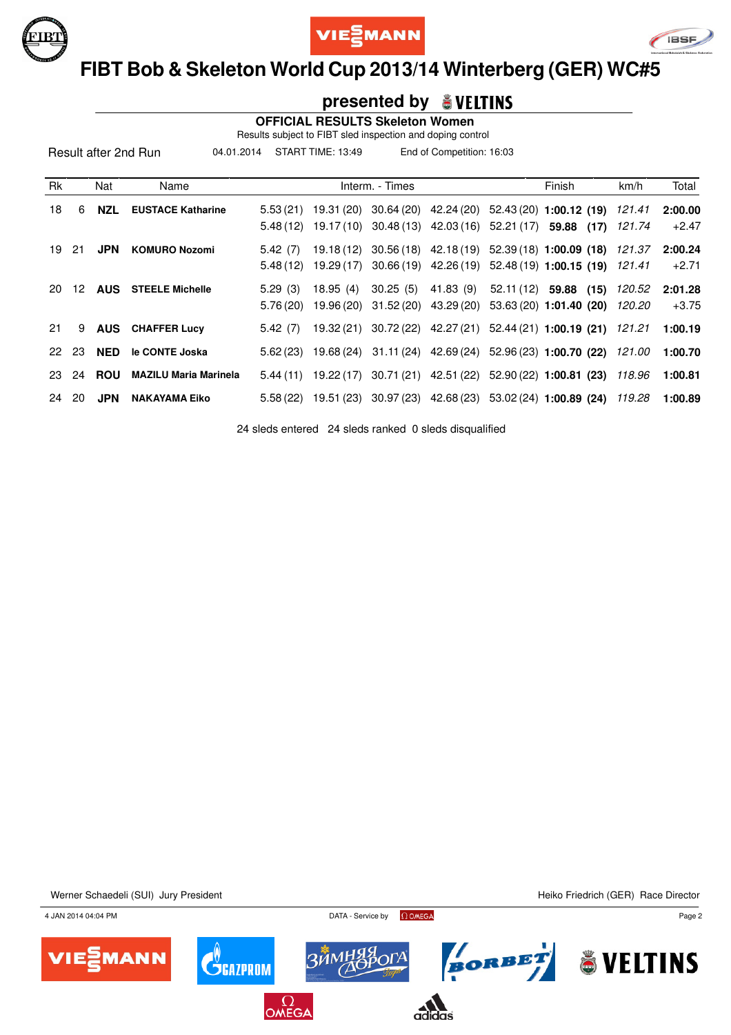# FIBT Bob & Skeleton World Cup 2013/14 Winterberg (GER) WC#5

## presented by VELTINS

### OFFICIAL RESULTS Skeleton Women

Results subject to FIBT sled inspection and doping control

Result after 2nd Run 04.01.2014 START TIME: 13:49 End of Competition: 16:03

| Rk | | Nat | Name | Interm. - Times | | | | | Finish | km/h | Total |
|---|---|---|---|---|---|---|---|---|---|---|---|
| 18 | 6 | **NZL** | **EUSTACE Katharine** | 5.53 (21) | 19.31 (20) | 30.64 (20) | 42.24 (20) | 52.43 (20) | **1:00.12 (19)** | *121.41* | **2:00.00** |
| | | | | 5.48 (12) | 19.17 (10) | 30.48 (13) | 42.03 (16) | 52.21 (17) | **59.88 (17)** | *121.74* | +2.47 |
| 19 | 21 | **JPN** | **KOMURO Nozomi** | 5.42 (7) | 19.18 (12) | 30.56 (18) | 42.18 (19) | 52.39 (18) | **1:00.09 (18)** | *121.37* | **2:00.24** |
| | | | | 5.48 (12) | 19.29 (17) | 30.66 (19) | 42.26 (19) | 52.48 (19) | **1:00.15 (19)** | *121.41* | +2.71 |
| 20 | 12 | **AUS** | **STEELE Michelle** | 5.29 (3) | 18.95 (4) | 30.25 (5) | 41.83 (9) | 52.11 (12) | **59.88 (15)** | *120.52* | **2:01.28** |
| | | | | 5.76 (20) | 19.96 (20) | 31.52 (20) | 43.29 (20) | 53.63 (20) | **1:01.40 (20)** | *120.20* | +3.75 |
| 21 | 9 | **AUS** | **CHAFFER Lucy** | 5.42 (7) | 19.32 (21) | 30.72 (22) | 42.27 (21) | 52.44 (21) | **1:00.19 (21)** | *121.21* | **1:00.19** |
| 22 | 23 | **NED** | **le CONTE Joska** | 5.62 (23) | 19.68 (24) | 31.11 (24) | 42.69 (24) | 52.96 (23) | **1:00.70 (22)** | *121.00* | **1:00.70** |
| 23 | 24 | **ROU** | **MAZILU Maria Marinela** | 5.44 (11) | 19.22 (17) | 30.71 (21) | 42.51 (22) | 52.90 (22) | **1:00.81 (23)** | *118.96* | **1:00.81** |
| 24 | 20 | **JPN** | **NAKAYAMA Eiko** | 5.58 (22) | 19.51 (23) | 30.97 (23) | 42.68 (23) | 53.02 (24) | **1:00.89 (24)** | *119.28* | **1:00.89** |

24 sleds entered 24 sleds ranked 0 sleds disqualified

Werner Schaedeli (SUI) Jury President

Heiko Friedrich (GER) Race Director

4 JAN 2014 04:04 PM

DATA - Service by OMEGA